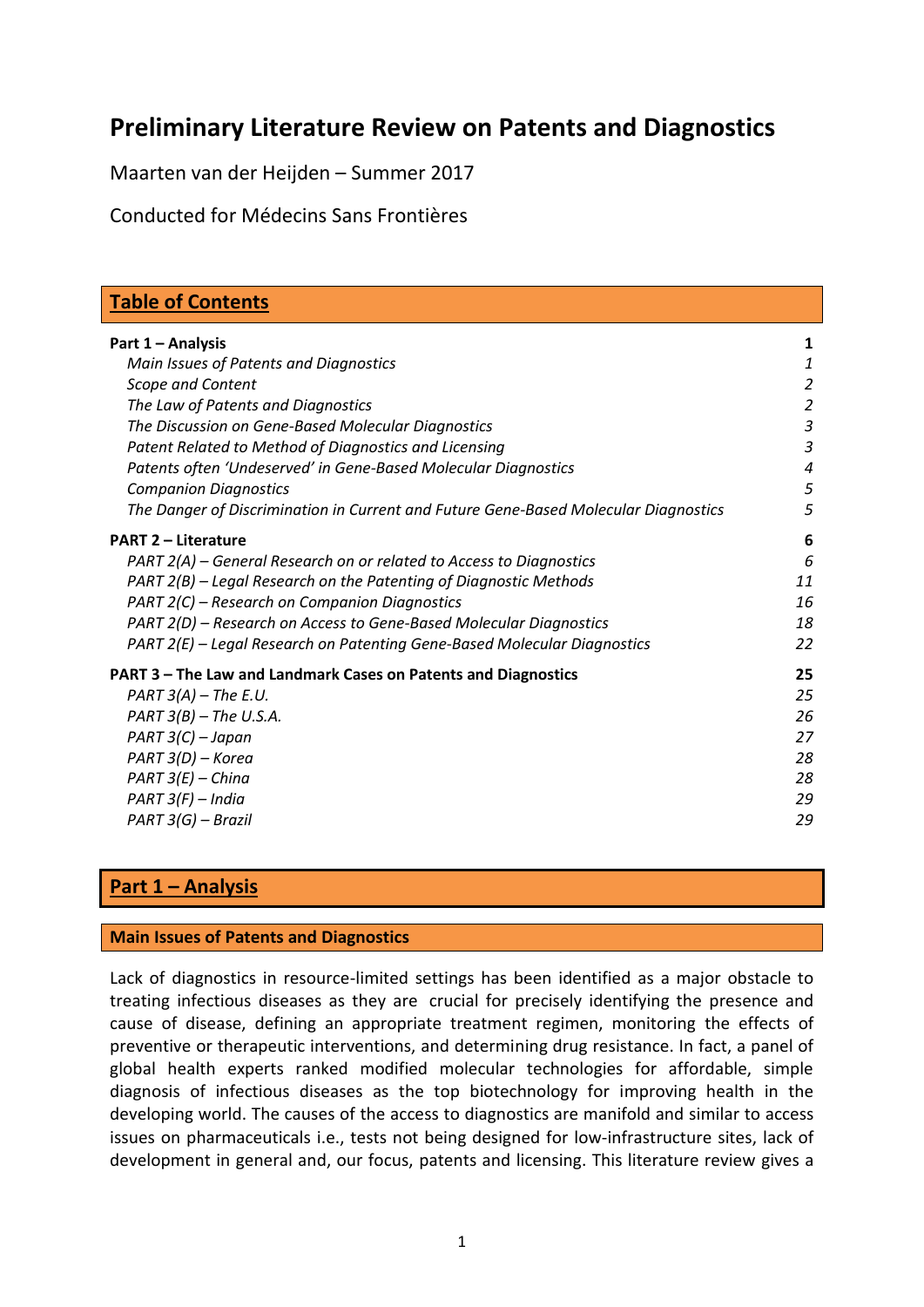# Preliminary Literature Review on Patents and Diagnostics

Maarten van der Heijden – Summer 2017

Conducted for Médecins Sans Frontières

## Table of Contents

| | |
|---|---|
| **Part 1 – Analysis** | **1** |
| *Main Issues of Patents and Diagnostics* | *1* |
| *Scope and Content* | *2* |
| *The Law of Patents and Diagnostics* | *2* |
| *The Discussion on Gene-Based Molecular Diagnostics* | *3* |
| *Patent Related to Method of Diagnostics and Licensing* | *3* |
| *Patents often 'Undeserved' in Gene-Based Molecular Diagnostics* | *4* |
| *Companion Diagnostics* | *5* |
| *The Danger of Discrimination in Current and Future Gene-Based Molecular Diagnostics* | *5* |
| **PART 2 – Literature** | **6** |
| *PART 2(A) – General Research on or related to Access to Diagnostics* | *6* |
| *PART 2(B) – Legal Research on the Patenting of Diagnostic Methods* | *11* |
| *PART 2(C) – Research on Companion Diagnostics* | *16* |
| *PART 2(D) – Research on Access to Gene-Based Molecular Diagnostics* | *18* |
| *PART 2(E) – Legal Research on Patenting Gene-Based Molecular Diagnostics* | *22* |
| **PART 3 – The Law and Landmark Cases on Patents and Diagnostics** | **25** |
| *PART 3(A) – The E.U.* | *25* |
| *PART 3(B) – The U.S.A.* | *26* |
| *PART 3(C) – Japan* | *27* |
| *PART 3(D) – Korea* | *28* |
| *PART 3(E) – China* | *28* |
| *PART 3(F) – India* | *29* |
| *PART 3(G) – Brazil* | *29* |

## Part 1 – Analysis

### Main Issues of Patents and Diagnostics

Lack of diagnostics in resource-limited settings has been identified as a major obstacle to treating infectious diseases as they are crucial for precisely identifying the presence and cause of disease, defining an appropriate treatment regimen, monitoring the effects of preventive or therapeutic interventions, and determining drug resistance. In fact, a panel of global health experts ranked modified molecular technologies for affordable, simple diagnosis of infectious diseases as the top biotechnology for improving health in the developing world. The causes of the access to diagnostics are manifold and similar to access issues on pharmaceuticals i.e., tests not being designed for low-infrastructure sites, lack of development in general and, our focus, patents and licensing. This literature review gives a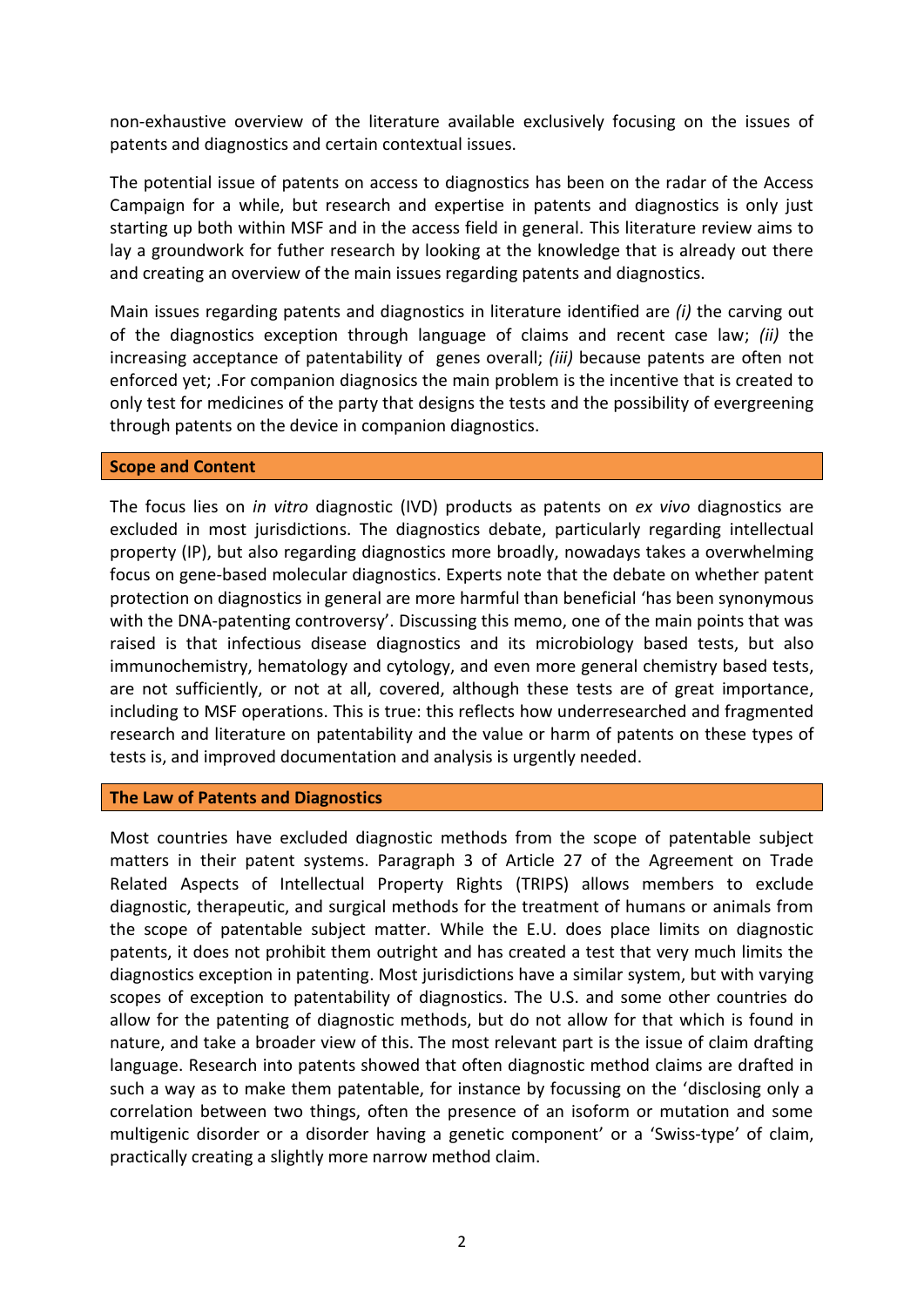non-exhaustive overview of the literature available exclusively focusing on the issues of patents and diagnostics and certain contextual issues.

The potential issue of patents on access to diagnostics has been on the radar of the Access Campaign for a while, but research and expertise in patents and diagnostics is only just starting up both within MSF and in the access field in general. This literature review aims to lay a groundwork for futher research by looking at the knowledge that is already out there and creating an overview of the main issues regarding patents and diagnostics.

Main issues regarding patents and diagnostics in literature identified are *(i)* the carving out of the diagnostics exception through language of claims and recent case law; *(ii)* the increasing acceptance of patentability of genes overall; *(iii)* because patents are often not enforced yet; .For companion diagnosics the main problem is the incentive that is created to only test for medicines of the party that designs the tests and the possibility of evergreening through patents on the device in companion diagnostics.

## Scope and Content

The focus lies on *in vitro* diagnostic (IVD) products as patents on *ex vivo* diagnostics are excluded in most jurisdictions. The diagnostics debate, particularly regarding intellectual property (IP), but also regarding diagnostics more broadly, nowadays takes a overwhelming focus on gene-based molecular diagnostics. Experts note that the debate on whether patent protection on diagnostics in general are more harmful than beneficial 'has been synonymous with the DNA-patenting controversy'. Discussing this memo, one of the main points that was raised is that infectious disease diagnostics and its microbiology based tests, but also immunochemistry, hematology and cytology, and even more general chemistry based tests, are not sufficiently, or not at all, covered, although these tests are of great importance, including to MSF operations. This is true: this reflects how underresearched and fragmented research and literature on patentability and the value or harm of patents on these types of tests is, and improved documentation and analysis is urgently needed.

## The Law of Patents and Diagnostics

Most countries have excluded diagnostic methods from the scope of patentable subject matters in their patent systems. Paragraph 3 of Article 27 of the Agreement on Trade Related Aspects of Intellectual Property Rights (TRIPS) allows members to exclude diagnostic, therapeutic, and surgical methods for the treatment of humans or animals from the scope of patentable subject matter. While the E.U. does place limits on diagnostic patents, it does not prohibit them outright and has created a test that very much limits the diagnostics exception in patenting. Most jurisdictions have a similar system, but with varying scopes of exception to patentability of diagnostics. The U.S. and some other countries do allow for the patenting of diagnostic methods, but do not allow for that which is found in nature, and take a broader view of this. The most relevant part is the issue of claim drafting language. Research into patents showed that often diagnostic method claims are drafted in such a way as to make them patentable, for instance by focussing on the 'disclosing only a correlation between two things, often the presence of an isoform or mutation and some multigenic disorder or a disorder having a genetic component' or a 'Swiss-type' of claim, practically creating a slightly more narrow method claim.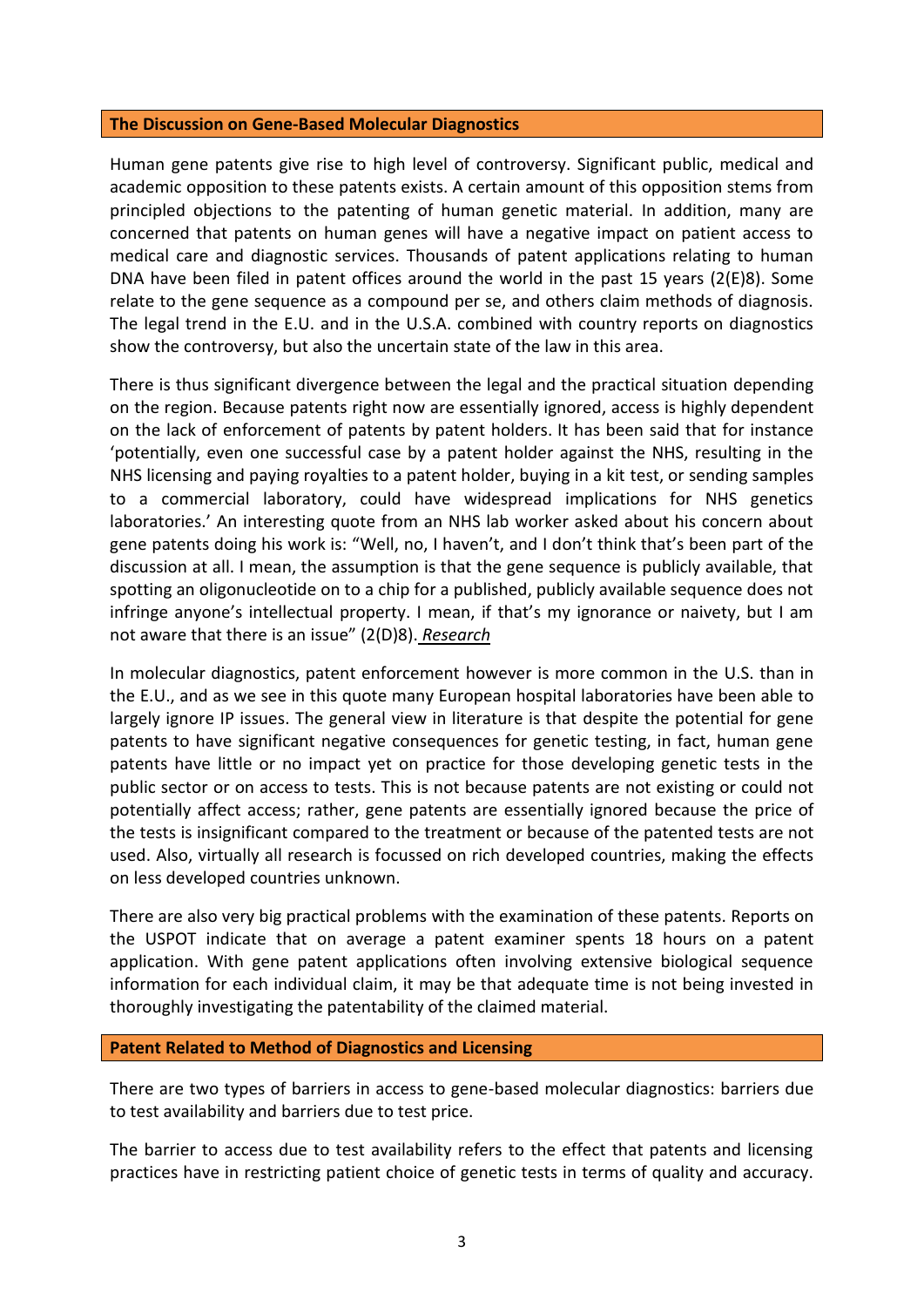## The Discussion on Gene-Based Molecular Diagnostics

Human gene patents give rise to high level of controversy. Significant public, medical and academic opposition to these patents exists. A certain amount of this opposition stems from principled objections to the patenting of human genetic material. In addition, many are concerned that patents on human genes will have a negative impact on patient access to medical care and diagnostic services. Thousands of patent applications relating to human DNA have been filed in patent offices around the world in the past 15 years (2(E)8). Some relate to the gene sequence as a compound per se, and others claim methods of diagnosis. The legal trend in the E.U. and in the U.S.A. combined with country reports on diagnostics show the controversy, but also the uncertain state of the law in this area.

There is thus significant divergence between the legal and the practical situation depending on the region. Because patents right now are essentially ignored, access is highly dependent on the lack of enforcement of patents by patent holders. It has been said that for instance 'potentially, even one successful case by a patent holder against the NHS, resulting in the NHS licensing and paying royalties to a patent holder, buying in a kit test, or sending samples to a commercial laboratory, could have widespread implications for NHS genetics laboratories.' An interesting quote from an NHS lab worker asked about his concern about gene patents doing his work is: "Well, no, I haven't, and I don't think that's been part of the discussion at all. I mean, the assumption is that the gene sequence is publicly available, that spotting an oligonucleotide on to a chip for a published, publicly available sequence does not infringe anyone's intellectual property. I mean, if that's my ignorance or naivety, but I am not aware that there is an issue" (2(D)8). *Research*

In molecular diagnostics, patent enforcement however is more common in the U.S. than in the E.U., and as we see in this quote many European hospital laboratories have been able to largely ignore IP issues. The general view in literature is that despite the potential for gene patents to have significant negative consequences for genetic testing, in fact, human gene patents have little or no impact yet on practice for those developing genetic tests in the public sector or on access to tests. This is not because patents are not existing or could not potentially affect access; rather, gene patents are essentially ignored because the price of the tests is insignificant compared to the treatment or because of the patented tests are not used. Also, virtually all research is focussed on rich developed countries, making the effects on less developed countries unknown.

There are also very big practical problems with the examination of these patents. Reports on the USPOT indicate that on average a patent examiner spents 18 hours on a patent application. With gene patent applications often involving extensive biological sequence information for each individual claim, it may be that adequate time is not being invested in thoroughly investigating the patentability of the claimed material.

## Patent Related to Method of Diagnostics and Licensing

There are two types of barriers in access to gene-based molecular diagnostics: barriers due to test availability and barriers due to test price.

The barrier to access due to test availability refers to the effect that patents and licensing practices have in restricting patient choice of genetic tests in terms of quality and accuracy.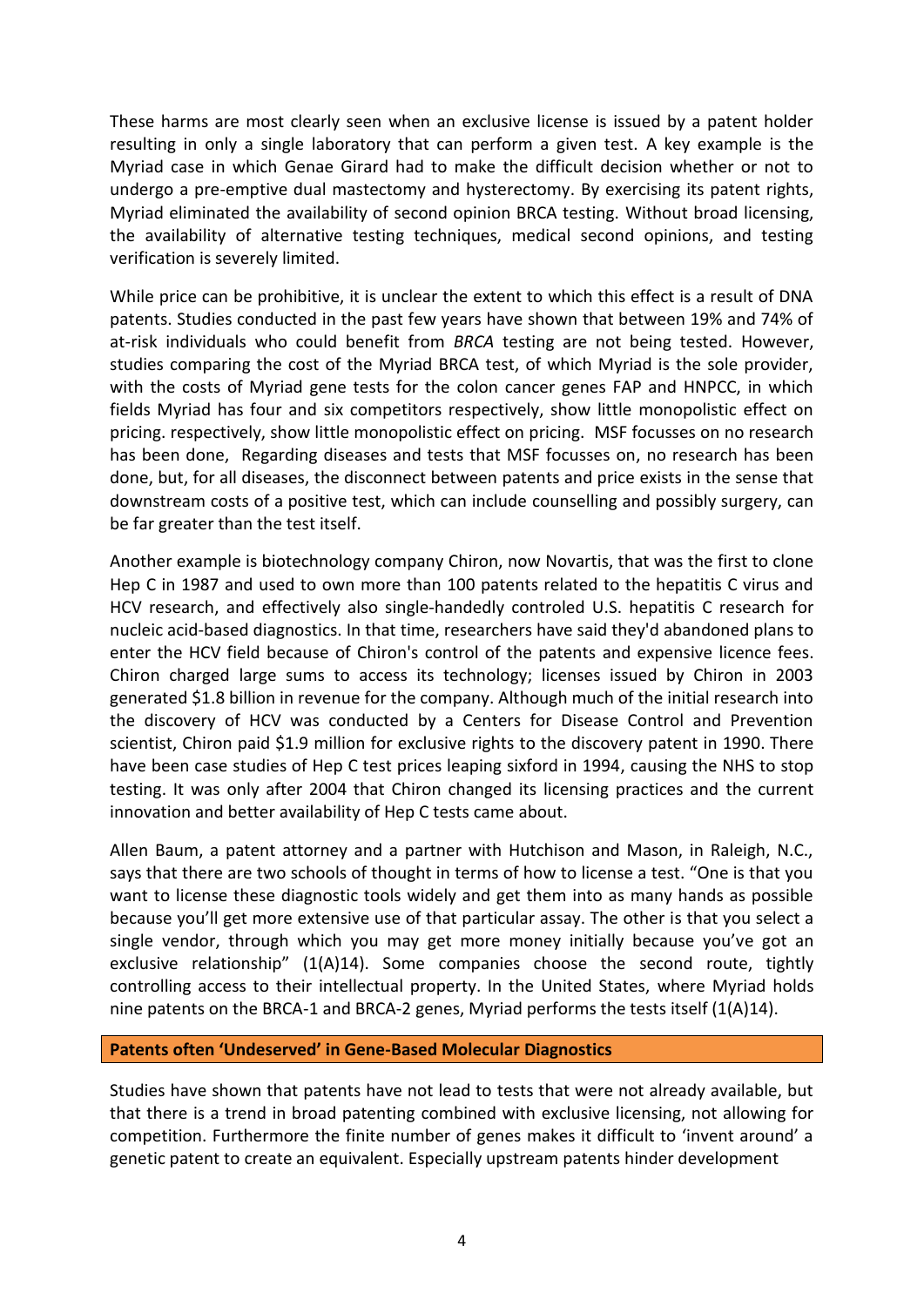These harms are most clearly seen when an exclusive license is issued by a patent holder resulting in only a single laboratory that can perform a given test. A key example is the Myriad case in which Genae Girard had to make the difficult decision whether or not to undergo a pre-emptive dual mastectomy and hysterectomy. By exercising its patent rights, Myriad eliminated the availability of second opinion BRCA testing. Without broad licensing, the availability of alternative testing techniques, medical second opinions, and testing verification is severely limited.

While price can be prohibitive, it is unclear the extent to which this effect is a result of DNA patents. Studies conducted in the past few years have shown that between 19% and 74% of at-risk individuals who could benefit from *BRCA* testing are not being tested. However, studies comparing the cost of the Myriad BRCA test, of which Myriad is the sole provider, with the costs of Myriad gene tests for the colon cancer genes FAP and HNPCC, in which fields Myriad has four and six competitors respectively, show little monopolistic effect on pricing. respectively, show little monopolistic effect on pricing. MSF focusses on no research has been done, Regarding diseases and tests that MSF focusses on, no research has been done, but, for all diseases, the disconnect between patents and price exists in the sense that downstream costs of a positive test, which can include counselling and possibly surgery, can be far greater than the test itself.

Another example is biotechnology company Chiron, now Novartis, that was the first to clone Hep C in 1987 and used to own more than 100 patents related to the hepatitis C virus and HCV research, and effectively also single-handedly controled U.S. hepatitis C research for nucleic acid-based diagnostics. In that time, researchers have said they'd abandoned plans to enter the HCV field because of Chiron's control of the patents and expensive licence fees. Chiron charged large sums to access its technology; licenses issued by Chiron in 2003 generated $1.8 billion in revenue for the company. Although much of the initial research into the discovery of HCV was conducted by a Centers for Disease Control and Prevention scientist, Chiron paid $1.9 million for exclusive rights to the discovery patent in 1990. There have been case studies of Hep C test prices leaping sixford in 1994, causing the NHS to stop testing. It was only after 2004 that Chiron changed its licensing practices and the current innovation and better availability of Hep C tests came about.

Allen Baum, a patent attorney and a partner with Hutchison and Mason, in Raleigh, N.C., says that there are two schools of thought in terms of how to license a test. "One is that you want to license these diagnostic tools widely and get them into as many hands as possible because you'll get more extensive use of that particular assay. The other is that you select a single vendor, through which you may get more money initially because you've got an exclusive relationship" (1(A)14). Some companies choose the second route, tightly controlling access to their intellectual property. In the United States, where Myriad holds nine patents on the BRCA-1 and BRCA-2 genes, Myriad performs the tests itself (1(A)14).

### Patents often 'Undeserved' in Gene-Based Molecular Diagnostics

Studies have shown that patents have not lead to tests that were not already available, but that there is a trend in broad patenting combined with exclusive licensing, not allowing for competition. Furthermore the finite number of genes makes it difficult to 'invent around' a genetic patent to create an equivalent. Especially upstream patents hinder development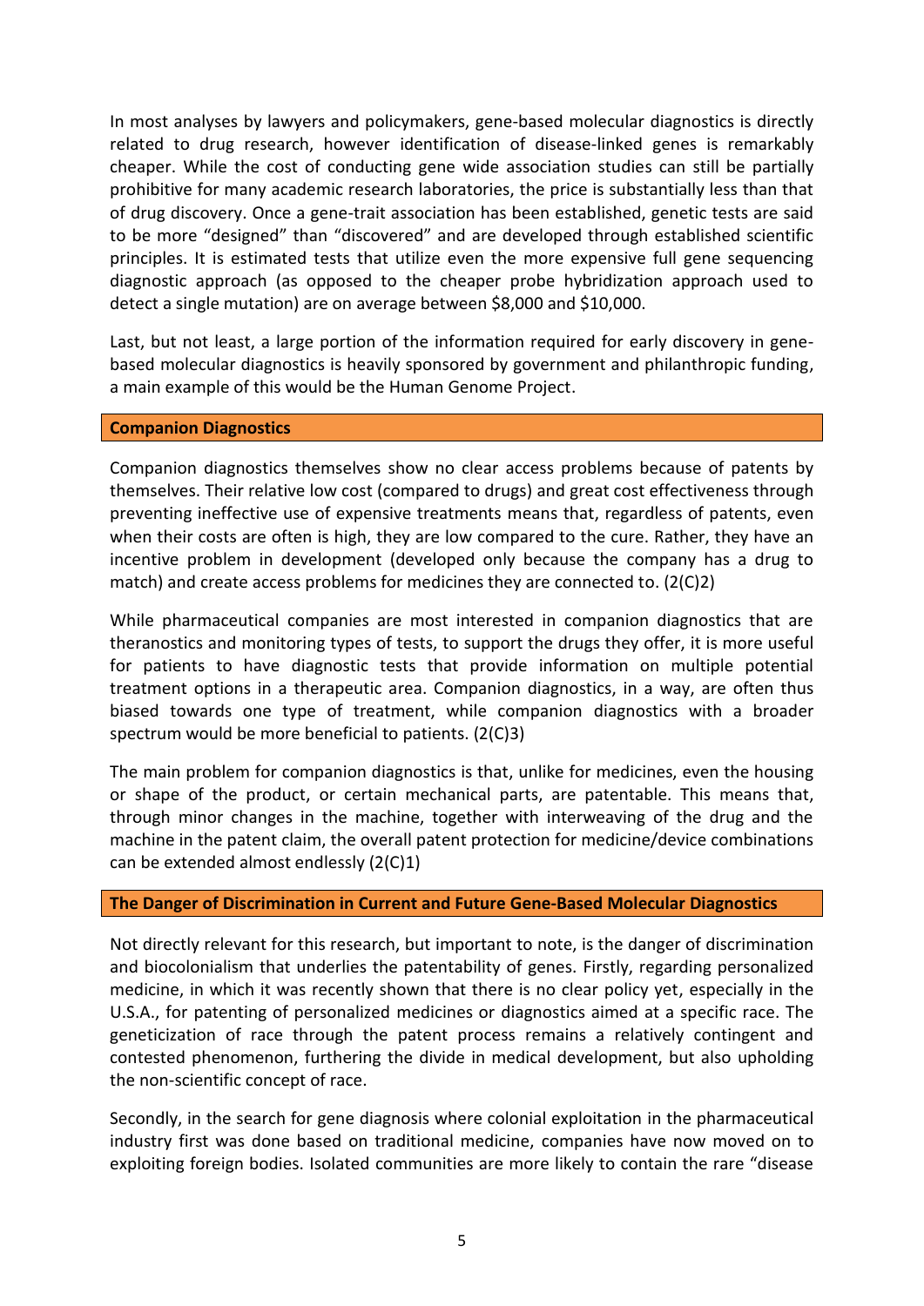In most analyses by lawyers and policymakers, gene-based molecular diagnostics is directly related to drug research, however identification of disease-linked genes is remarkably cheaper. While the cost of conducting gene wide association studies can still be partially prohibitive for many academic research laboratories, the price is substantially less than that of drug discovery. Once a gene-trait association has been established, genetic tests are said to be more "designed" than "discovered" and are developed through established scientific principles. It is estimated tests that utilize even the more expensive full gene sequencing diagnostic approach (as opposed to the cheaper probe hybridization approach used to detect a single mutation) are on average between $8,000 and $10,000.

Last, but not least, a large portion of the information required for early discovery in gene-based molecular diagnostics is heavily sponsored by government and philanthropic funding, a main example of this would be the Human Genome Project.

## Companion Diagnostics

Companion diagnostics themselves show no clear access problems because of patents by themselves. Their relative low cost (compared to drugs) and great cost effectiveness through preventing ineffective use of expensive treatments means that, regardless of patents, even when their costs are often is high, they are low compared to the cure. Rather, they have an incentive problem in development (developed only because the company has a drug to match) and create access problems for medicines they are connected to. (2(C)2)

While pharmaceutical companies are most interested in companion diagnostics that are theranostics and monitoring types of tests, to support the drugs they offer, it is more useful for patients to have diagnostic tests that provide information on multiple potential treatment options in a therapeutic area. Companion diagnostics, in a way, are often thus biased towards one type of treatment, while companion diagnostics with a broader spectrum would be more beneficial to patients. (2(C)3)

The main problem for companion diagnostics is that, unlike for medicines, even the housing or shape of the product, or certain mechanical parts, are patentable. This means that, through minor changes in the machine, together with interweaving of the drug and the machine in the patent claim, the overall patent protection for medicine/device combinations can be extended almost endlessly (2(C)1)

## The Danger of Discrimination in Current and Future Gene-Based Molecular Diagnostics

Not directly relevant for this research, but important to note, is the danger of discrimination and biocolonialism that underlies the patentability of genes. Firstly, regarding personalized medicine, in which it was recently shown that there is no clear policy yet, especially in the U.S.A., for patenting of personalized medicines or diagnostics aimed at a specific race. The geneticization of race through the patent process remains a relatively contingent and contested phenomenon, furthering the divide in medical development, but also upholding the non-scientific concept of race.

Secondly, in the search for gene diagnosis where colonial exploitation in the pharmaceutical industry first was done based on traditional medicine, companies have now moved on to exploiting foreign bodies. Isolated communities are more likely to contain the rare "disease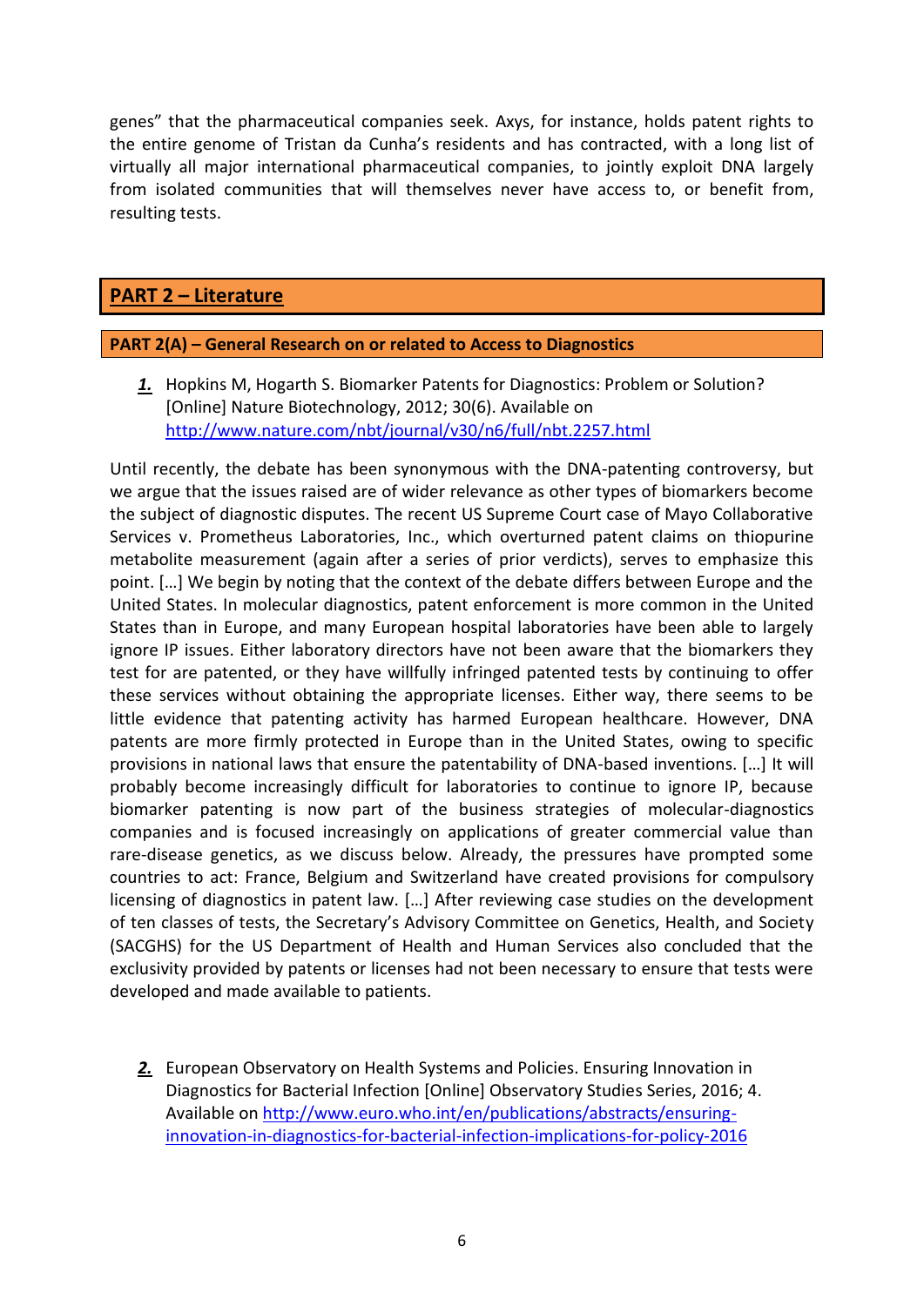genes" that the pharmaceutical companies seek. Axys, for instance, holds patent rights to the entire genome of Tristan da Cunha's residents and has contracted, with a long list of virtually all major international pharmaceutical companies, to jointly exploit DNA largely from isolated communities that will themselves never have access to, or benefit from, resulting tests.

## PART 2 – Literature

### PART 2(A) – General Research on or related to Access to Diagnostics

***1.*** Hopkins M, Hogarth S. Biomarker Patents for Diagnostics: Problem or Solution? [Online] Nature Biotechnology, 2012; 30(6). Available on [http://www.nature.com/nbt/journal/v30/n6/full/nbt.2257.html](http://www.nature.com/nbt/journal/v30/n6/full/nbt.2257.html)

Until recently, the debate has been synonymous with the DNA-patenting controversy, but we argue that the issues raised are of wider relevance as other types of biomarkers become the subject of diagnostic disputes. The recent US Supreme Court case of Mayo Collaborative Services v. Prometheus Laboratories, Inc., which overturned patent claims on thiopurine metabolite measurement (again after a series of prior verdicts), serves to emphasize this point. […] We begin by noting that the context of the debate differs between Europe and the United States. In molecular diagnostics, patent enforcement is more common in the United States than in Europe, and many European hospital laboratories have been able to largely ignore IP issues. Either laboratory directors have not been aware that the biomarkers they test for are patented, or they have willfully infringed patented tests by continuing to offer these services without obtaining the appropriate licenses. Either way, there seems to be little evidence that patenting activity has harmed European healthcare. However, DNA patents are more firmly protected in Europe than in the United States, owing to specific provisions in national laws that ensure the patentability of DNA-based inventions. […] It will probably become increasingly difficult for laboratories to continue to ignore IP, because biomarker patenting is now part of the business strategies of molecular-diagnostics companies and is focused increasingly on applications of greater commercial value than rare-disease genetics, as we discuss below. Already, the pressures have prompted some countries to act: France, Belgium and Switzerland have created provisions for compulsory licensing of diagnostics in patent law. […] After reviewing case studies on the development of ten classes of tests, the Secretary's Advisory Committee on Genetics, Health, and Society (SACGHS) for the US Department of Health and Human Services also concluded that the exclusivity provided by patents or licenses had not been necessary to ensure that tests were developed and made available to patients.

***2.*** European Observatory on Health Systems and Policies. Ensuring Innovation in Diagnostics for Bacterial Infection [Online] Observatory Studies Series, 2016; 4. Available on [http://www.euro.who.int/en/publications/abstracts/ensuring-innovation-in-diagnostics-for-bacterial-infection-implications-for-policy-2016](http://www.euro.who.int/en/publications/abstracts/ensuring-innovation-in-diagnostics-for-bacterial-infection-implications-for-policy-2016)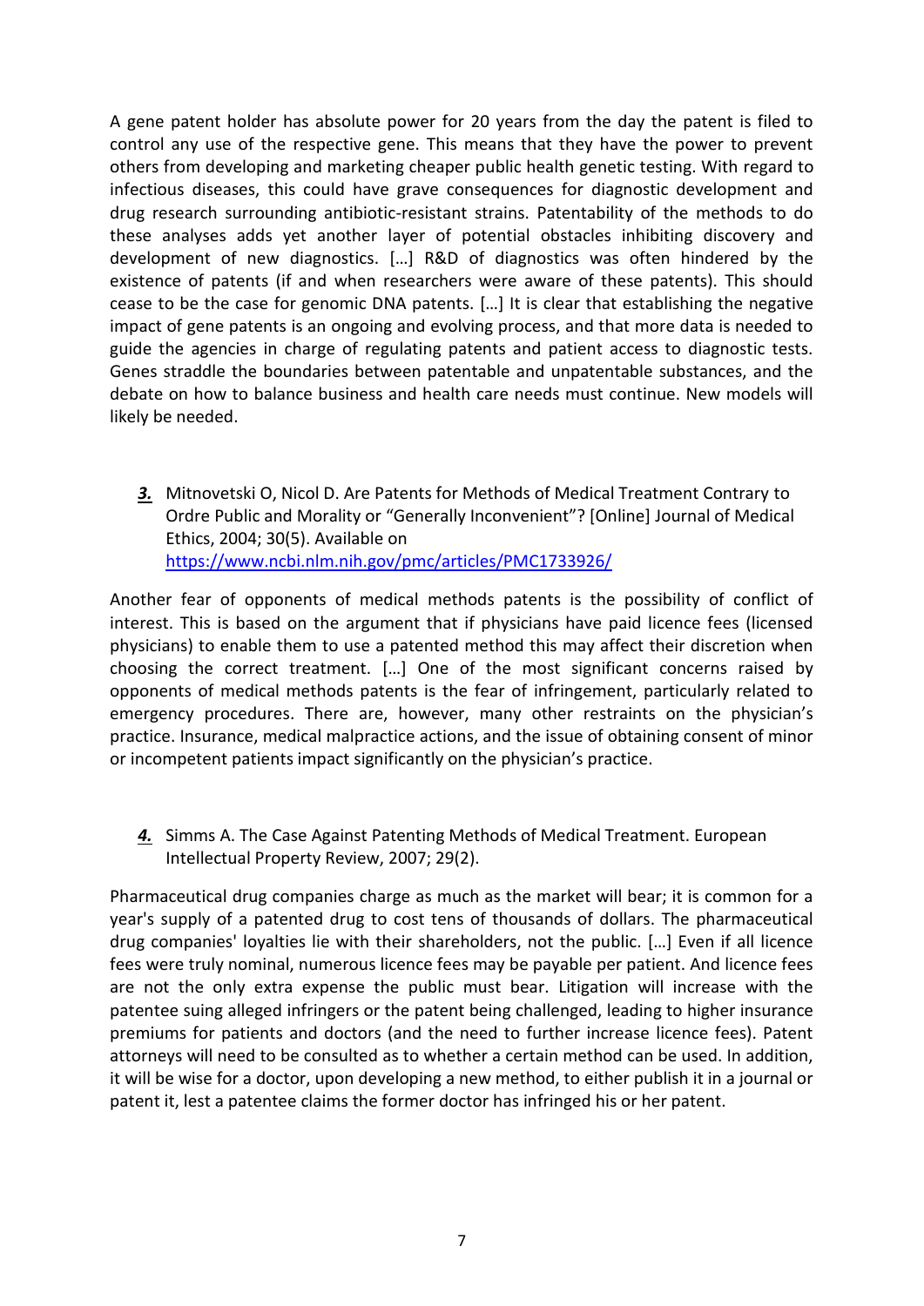A gene patent holder has absolute power for 20 years from the day the patent is filed to control any use of the respective gene. This means that they have the power to prevent others from developing and marketing cheaper public health genetic testing. With regard to infectious diseases, this could have grave consequences for diagnostic development and drug research surrounding antibiotic-resistant strains. Patentability of the methods to do these analyses adds yet another layer of potential obstacles inhibiting discovery and development of new diagnostics. […] R&D of diagnostics was often hindered by the existence of patents (if and when researchers were aware of these patents). This should cease to be the case for genomic DNA patents. […] It is clear that establishing the negative impact of gene patents is an ongoing and evolving process, and that more data is needed to guide the agencies in charge of regulating patents and patient access to diagnostic tests. Genes straddle the boundaries between patentable and unpatentable substances, and the debate on how to balance business and health care needs must continue. New models will likely be needed.

***3.*** Mitnovetski O, Nicol D. Are Patents for Methods of Medical Treatment Contrary to Ordre Public and Morality or "Generally Inconvenient"? [Online] Journal of Medical Ethics, 2004; 30(5). Available on https://www.ncbi.nlm.nih.gov/pmc/articles/PMC1733926/

Another fear of opponents of medical methods patents is the possibility of conflict of interest. This is based on the argument that if physicians have paid licence fees (licensed physicians) to enable them to use a patented method this may affect their discretion when choosing the correct treatment. […] One of the most significant concerns raised by opponents of medical methods patents is the fear of infringement, particularly related to emergency procedures. There are, however, many other restraints on the physician's practice. Insurance, medical malpractice actions, and the issue of obtaining consent of minor or incompetent patients impact significantly on the physician's practice.

***4.*** Simms A. The Case Against Patenting Methods of Medical Treatment. European Intellectual Property Review, 2007; 29(2).

Pharmaceutical drug companies charge as much as the market will bear; it is common for a year's supply of a patented drug to cost tens of thousands of dollars. The pharmaceutical drug companies' loyalties lie with their shareholders, not the public. […] Even if all licence fees were truly nominal, numerous licence fees may be payable per patient. And licence fees are not the only extra expense the public must bear. Litigation will increase with the patentee suing alleged infringers or the patent being challenged, leading to higher insurance premiums for patients and doctors (and the need to further increase licence fees). Patent attorneys will need to be consulted as to whether a certain method can be used. In addition, it will be wise for a doctor, upon developing a new method, to either publish it in a journal or patent it, lest a patentee claims the former doctor has infringed his or her patent.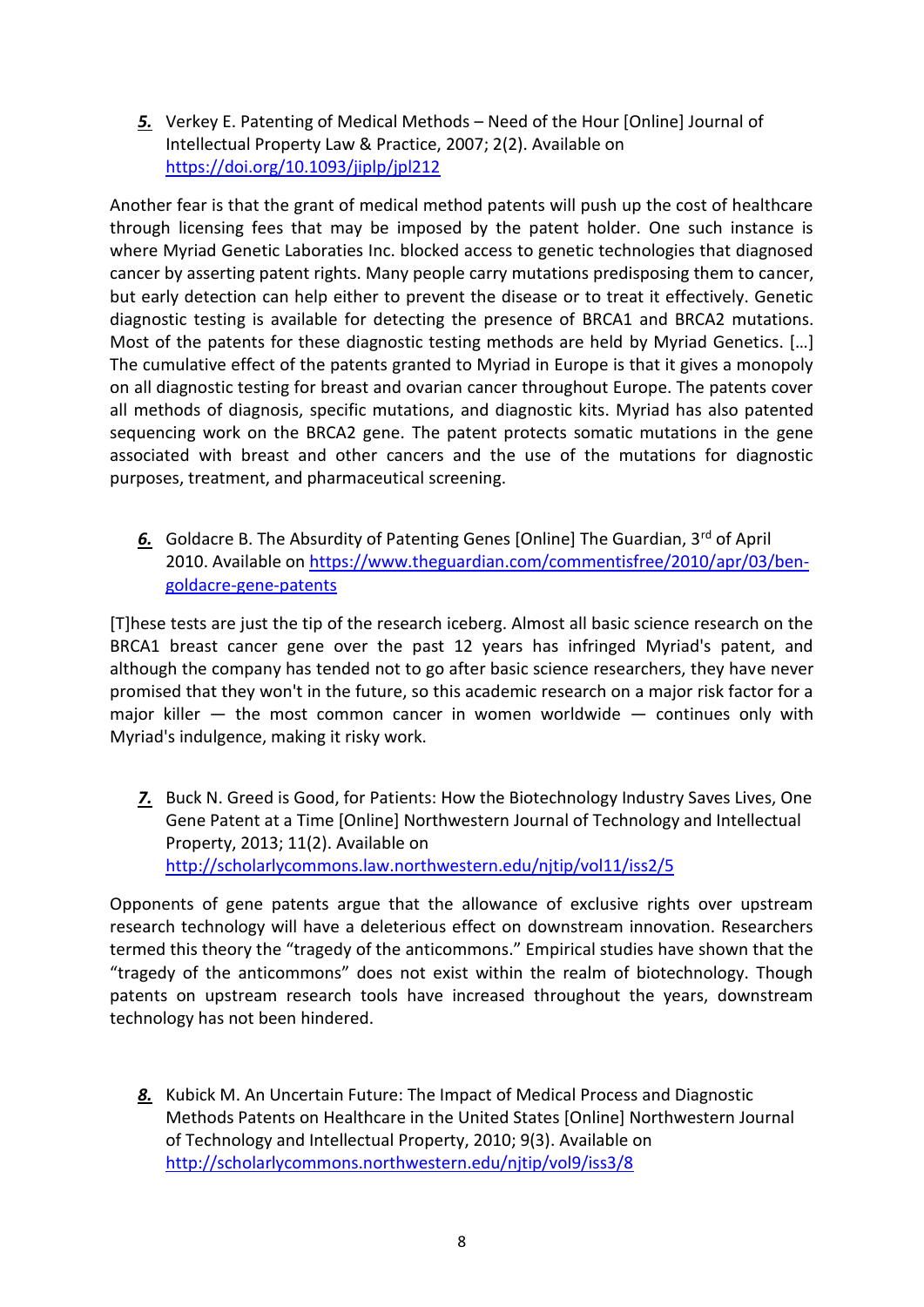***5.*** Verkey E. Patenting of Medical Methods – Need of the Hour [Online] Journal of Intellectual Property Law & Practice, 2007; 2(2). Available on https://doi.org/10.1093/jiplp/jpl212

Another fear is that the grant of medical method patents will push up the cost of healthcare through licensing fees that may be imposed by the patent holder. One such instance is where Myriad Genetic Laboraties Inc. blocked access to genetic technologies that diagnosed cancer by asserting patent rights. Many people carry mutations predisposing them to cancer, but early detection can help either to prevent the disease or to treat it effectively. Genetic diagnostic testing is available for detecting the presence of BRCA1 and BRCA2 mutations. Most of the patents for these diagnostic testing methods are held by Myriad Genetics. […] The cumulative effect of the patents granted to Myriad in Europe is that it gives a monopoly on all diagnostic testing for breast and ovarian cancer throughout Europe. The patents cover all methods of diagnosis, specific mutations, and diagnostic kits. Myriad has also patented sequencing work on the BRCA2 gene. The patent protects somatic mutations in the gene associated with breast and other cancers and the use of the mutations for diagnostic purposes, treatment, and pharmaceutical screening.

***6.*** Goldacre B. The Absurdity of Patenting Genes [Online] The Guardian, 3rd of April 2010. Available on https://www.theguardian.com/commentisfree/2010/apr/03/ben-goldacre-gene-patents

[T]hese tests are just the tip of the research iceberg. Almost all basic science research on the BRCA1 breast cancer gene over the past 12 years has infringed Myriad's patent, and although the company has tended not to go after basic science researchers, they have never promised that they won't in the future, so this academic research on a major risk factor for a major killer — the most common cancer in women worldwide — continues only with Myriad's indulgence, making it risky work.

***7.*** Buck N. Greed is Good, for Patients: How the Biotechnology Industry Saves Lives, One Gene Patent at a Time [Online] Northwestern Journal of Technology and Intellectual Property, 2013; 11(2). Available on http://scholarlycommons.law.northwestern.edu/njtip/vol11/iss2/5

Opponents of gene patents argue that the allowance of exclusive rights over upstream research technology will have a deleterious effect on downstream innovation. Researchers termed this theory the "tragedy of the anticommons." Empirical studies have shown that the "tragedy of the anticommons" does not exist within the realm of biotechnology. Though patents on upstream research tools have increased throughout the years, downstream technology has not been hindered.

***8.*** Kubick M. An Uncertain Future: The Impact of Medical Process and Diagnostic Methods Patents on Healthcare in the United States [Online] Northwestern Journal of Technology and Intellectual Property, 2010; 9(3). Available on http://scholarlycommons.northwestern.edu/njtip/vol9/iss3/8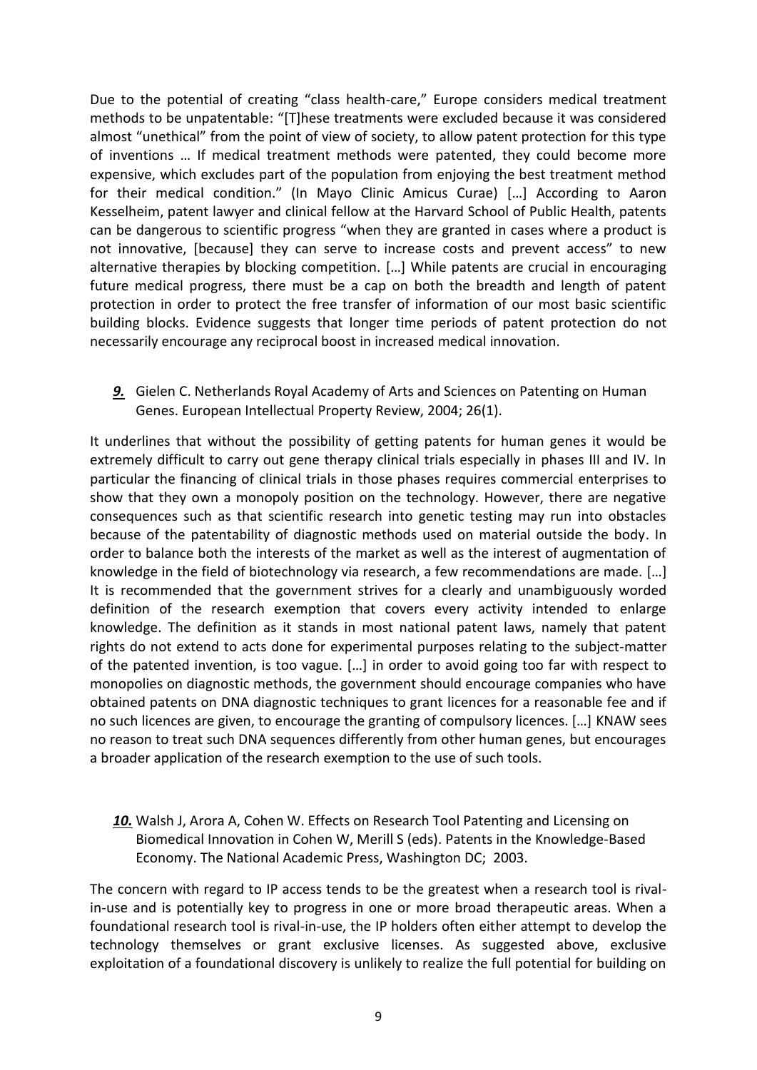Due to the potential of creating "class health-care," Europe considers medical treatment methods to be unpatentable: "[T]hese treatments were excluded because it was considered almost "unethical" from the point of view of society, to allow patent protection for this type of inventions … If medical treatment methods were patented, they could become more expensive, which excludes part of the population from enjoying the best treatment method for their medical condition." (In Mayo Clinic Amicus Curae) […] According to Aaron Kesselheim, patent lawyer and clinical fellow at the Harvard School of Public Health, patents can be dangerous to scientific progress "when they are granted in cases where a product is not innovative, [because] they can serve to increase costs and prevent access" to new alternative therapies by blocking competition. […] While patents are crucial in encouraging future medical progress, there must be a cap on both the breadth and length of patent protection in order to protect the free transfer of information of our most basic scientific building blocks. Evidence suggests that longer time periods of patent protection do not necessarily encourage any reciprocal boost in increased medical innovation.

***9.*** Gielen C. Netherlands Royal Academy of Arts and Sciences on Patenting on Human Genes. European Intellectual Property Review, 2004; 26(1).

It underlines that without the possibility of getting patents for human genes it would be extremely difficult to carry out gene therapy clinical trials especially in phases III and IV. In particular the financing of clinical trials in those phases requires commercial enterprises to show that they own a monopoly position on the technology. However, there are negative consequences such as that scientific research into genetic testing may run into obstacles because of the patentability of diagnostic methods used on material outside the body. In order to balance both the interests of the market as well as the interest of augmentation of knowledge in the field of biotechnology via research, a few recommendations are made. […] It is recommended that the government strives for a clearly and unambiguously worded definition of the research exemption that covers every activity intended to enlarge knowledge. The definition as it stands in most national patent laws, namely that patent rights do not extend to acts done for experimental purposes relating to the subject-matter of the patented invention, is too vague. […] in order to avoid going too far with respect to monopolies on diagnostic methods, the government should encourage companies who have obtained patents on DNA diagnostic techniques to grant licences for a reasonable fee and if no such licences are given, to encourage the granting of compulsory licences. […] KNAW sees no reason to treat such DNA sequences differently from other human genes, but encourages a broader application of the research exemption to the use of such tools.

***10.*** Walsh J, Arora A, Cohen W. Effects on Research Tool Patenting and Licensing on Biomedical Innovation in Cohen W, Merill S (eds). Patents in the Knowledge-Based Economy. The National Academic Press, Washington DC; 2003.

The concern with regard to IP access tends to be the greatest when a research tool is rival-in-use and is potentially key to progress in one or more broad therapeutic areas. When a foundational research tool is rival-in-use, the IP holders often either attempt to develop the technology themselves or grant exclusive licenses. As suggested above, exclusive exploitation of a foundational discovery is unlikely to realize the full potential for building on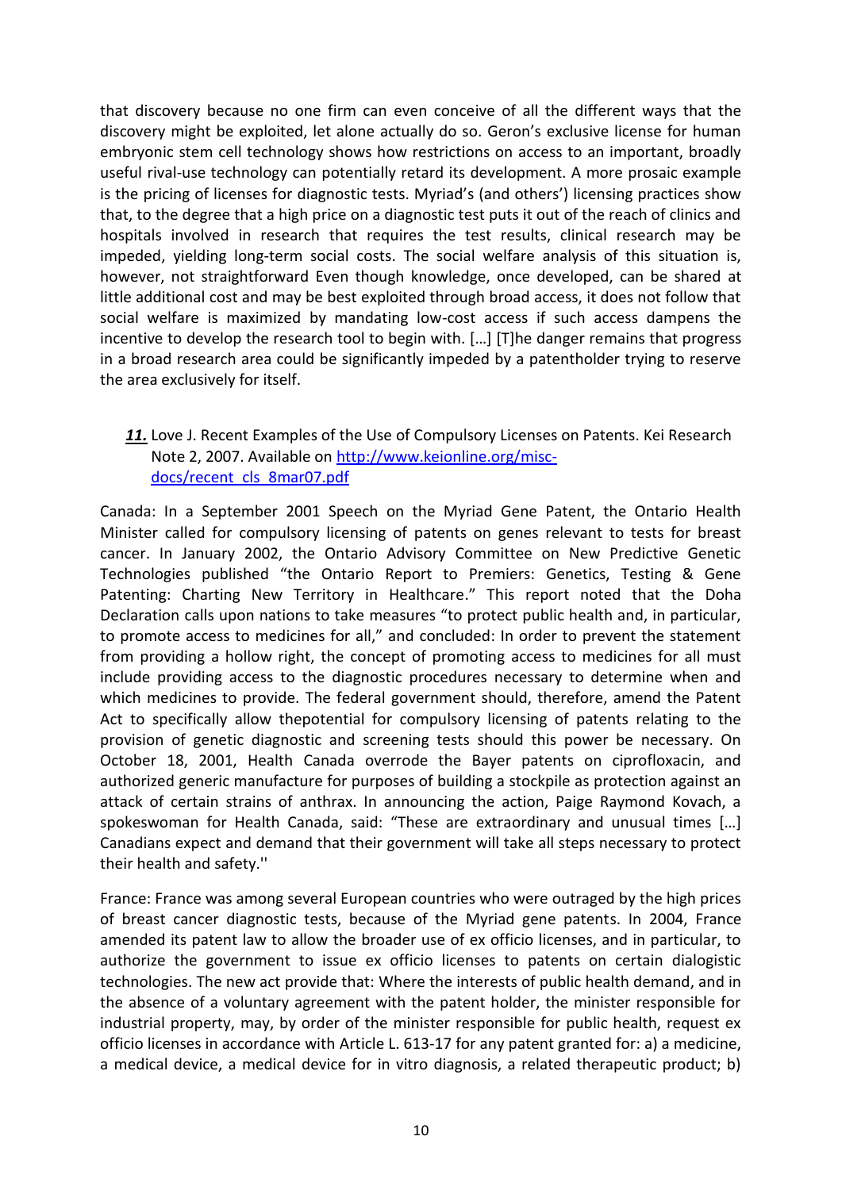that discovery because no one firm can even conceive of all the different ways that the discovery might be exploited, let alone actually do so. Geron's exclusive license for human embryonic stem cell technology shows how restrictions on access to an important, broadly useful rival-use technology can potentially retard its development. A more prosaic example is the pricing of licenses for diagnostic tests. Myriad's (and others') licensing practices show that, to the degree that a high price on a diagnostic test puts it out of the reach of clinics and hospitals involved in research that requires the test results, clinical research may be impeded, yielding long-term social costs. The social welfare analysis of this situation is, however, not straightforward Even though knowledge, once developed, can be shared at little additional cost and may be best exploited through broad access, it does not follow that social welfare is maximized by mandating low-cost access if such access dampens the incentive to develop the research tool to begin with. […] [T]he danger remains that progress in a broad research area could be significantly impeded by a patentholder trying to reserve the area exclusively for itself.

***11.*** Love J. Recent Examples of the Use of Compulsory Licenses on Patents. Kei Research Note 2, 2007. Available on [http://www.keionline.org/misc-docs/recent_cls_8mar07.pdf](http://www.keionline.org/misc-docs/recent_cls_8mar07.pdf)

Canada: In a September 2001 Speech on the Myriad Gene Patent, the Ontario Health Minister called for compulsory licensing of patents on genes relevant to tests for breast cancer. In January 2002, the Ontario Advisory Committee on New Predictive Genetic Technologies published "the Ontario Report to Premiers: Genetics, Testing & Gene Patenting: Charting New Territory in Healthcare." This report noted that the Doha Declaration calls upon nations to take measures "to protect public health and, in particular, to promote access to medicines for all," and concluded: In order to prevent the statement from providing a hollow right, the concept of promoting access to medicines for all must include providing access to the diagnostic procedures necessary to determine when and which medicines to provide. The federal government should, therefore, amend the Patent Act to specifically allow thepotential for compulsory licensing of patents relating to the provision of genetic diagnostic and screening tests should this power be necessary. On October 18, 2001, Health Canada overrode the Bayer patents on ciprofloxacin, and authorized generic manufacture for purposes of building a stockpile as protection against an attack of certain strains of anthrax. In announcing the action, Paige Raymond Kovach, a spokeswoman for Health Canada, said: "These are extraordinary and unusual times […] Canadians expect and demand that their government will take all steps necessary to protect their health and safety.''

France: France was among several European countries who were outraged by the high prices of breast cancer diagnostic tests, because of the Myriad gene patents. In 2004, France amended its patent law to allow the broader use of ex officio licenses, and in particular, to authorize the government to issue ex officio licenses to patents on certain dialogistic technologies. The new act provide that: Where the interests of public health demand, and in the absence of a voluntary agreement with the patent holder, the minister responsible for industrial property, may, by order of the minister responsible for public health, request ex officio licenses in accordance with Article L. 613-17 for any patent granted for: a) a medicine, a medical device, a medical device for in vitro diagnosis, a related therapeutic product; b)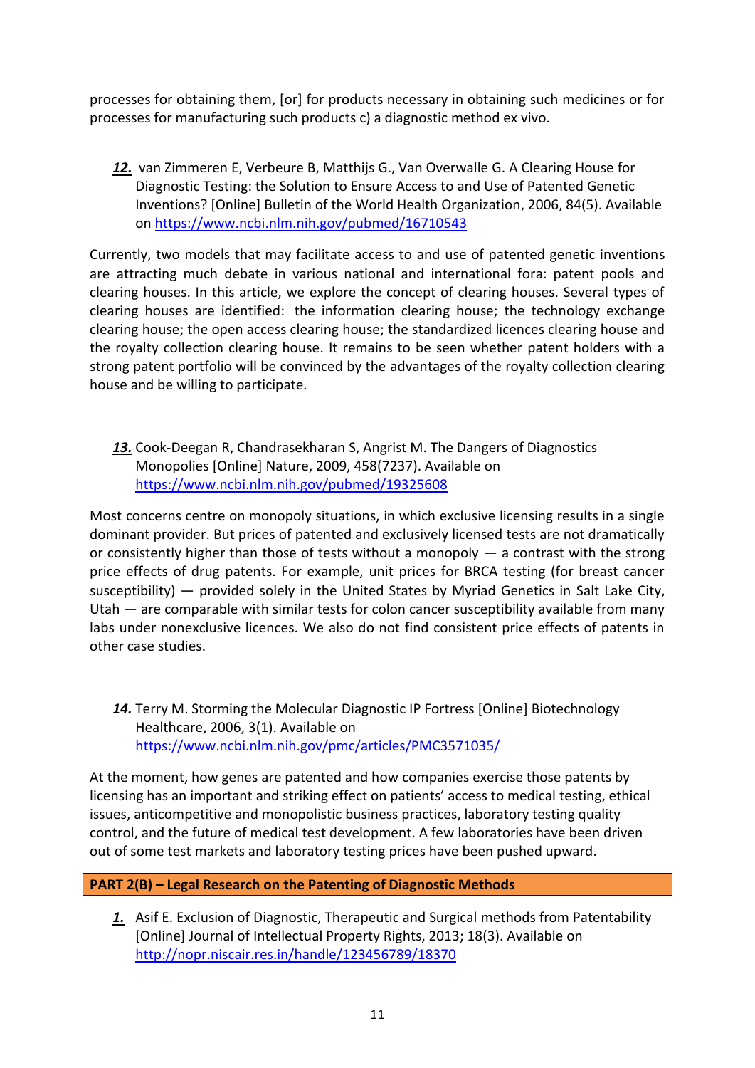processes for obtaining them, [or] for products necessary in obtaining such medicines or for processes for manufacturing such products c) a diagnostic method ex vivo.

***12.*** van Zimmeren E, Verbeure B, Matthijs G., Van Overwalle G. A Clearing House for Diagnostic Testing: the Solution to Ensure Access to and Use of Patented Genetic Inventions? [Online] Bulletin of the World Health Organization, 2006, 84(5). Available on https://www.ncbi.nlm.nih.gov/pubmed/16710543

Currently, two models that may facilitate access to and use of patented genetic inventions are attracting much debate in various national and international fora: patent pools and clearing houses. In this article, we explore the concept of clearing houses. Several types of clearing houses are identified: the information clearing house; the technology exchange clearing house; the open access clearing house; the standardized licences clearing house and the royalty collection clearing house. It remains to be seen whether patent holders with a strong patent portfolio will be convinced by the advantages of the royalty collection clearing house and be willing to participate.

***13.*** Cook-Deegan R, Chandrasekharan S, Angrist M. The Dangers of Diagnostics Monopolies [Online] Nature, 2009, 458(7237). Available on https://www.ncbi.nlm.nih.gov/pubmed/19325608

Most concerns centre on monopoly situations, in which exclusive licensing results in a single dominant provider. But prices of patented and exclusively licensed tests are not dramatically or consistently higher than those of tests without a monopoly — a contrast with the strong price effects of drug patents. For example, unit prices for BRCA testing (for breast cancer susceptibility) — provided solely in the United States by Myriad Genetics in Salt Lake City, Utah — are comparable with similar tests for colon cancer susceptibility available from many labs under nonexclusive licences. We also do not find consistent price effects of patents in other case studies.

***14.*** Terry M. Storming the Molecular Diagnostic IP Fortress [Online] Biotechnology Healthcare, 2006, 3(1). Available on https://www.ncbi.nlm.nih.gov/pmc/articles/PMC3571035/

At the moment, how genes are patented and how companies exercise those patents by licensing has an important and striking effect on patients' access to medical testing, ethical issues, anticompetitive and monopolistic business practices, laboratory testing quality control, and the future of medical test development. A few laboratories have been driven out of some test markets and laboratory testing prices have been pushed upward.

## PART 2(B) – Legal Research on the Patenting of Diagnostic Methods

***1.*** Asif E. Exclusion of Diagnostic, Therapeutic and Surgical methods from Patentability [Online] Journal of Intellectual Property Rights, 2013; 18(3). Available on http://nopr.niscair.res.in/handle/123456789/18370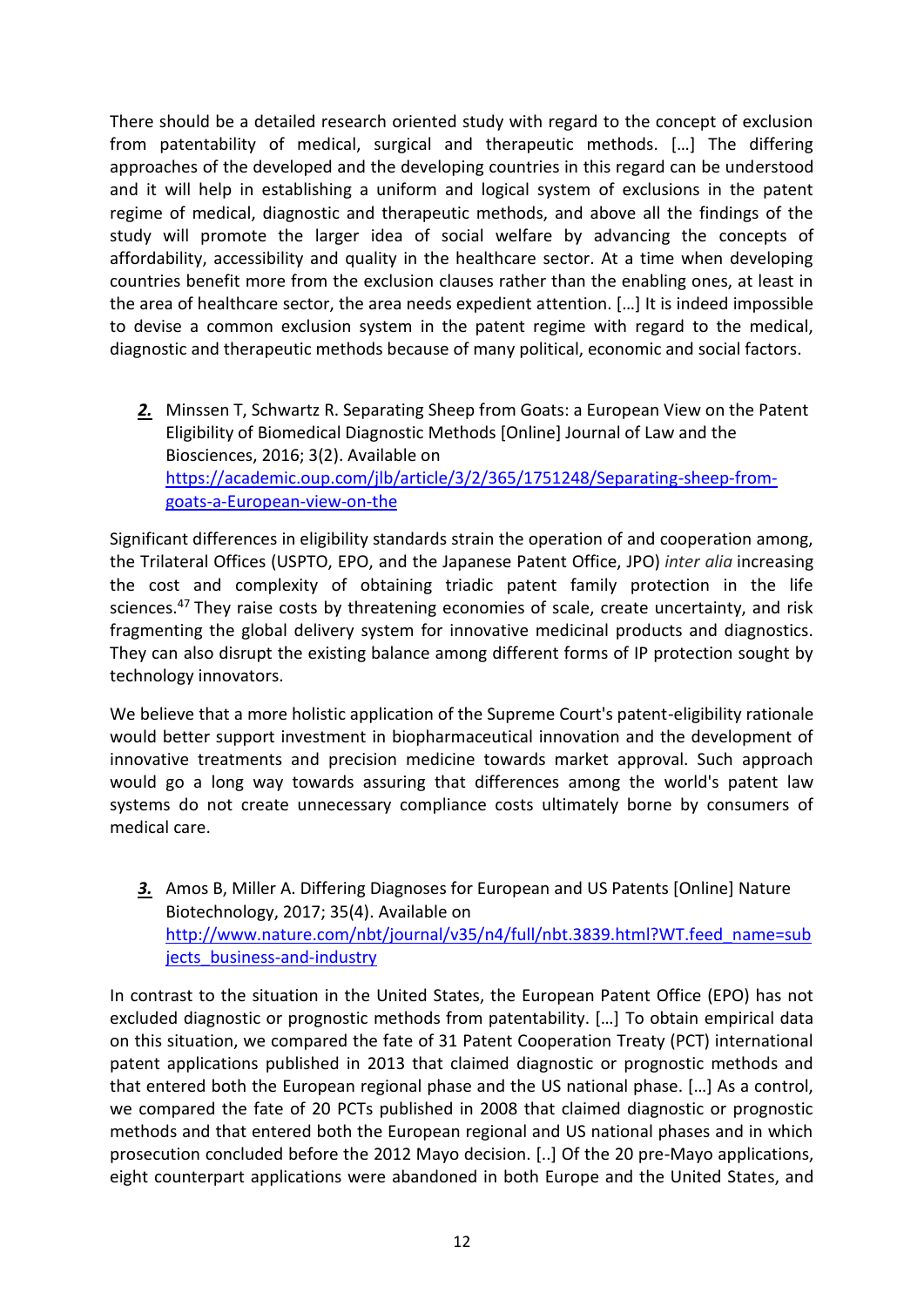There should be a detailed research oriented study with regard to the concept of exclusion from patentability of medical, surgical and therapeutic methods. […] The differing approaches of the developed and the developing countries in this regard can be understood and it will help in establishing a uniform and logical system of exclusions in the patent regime of medical, diagnostic and therapeutic methods, and above all the findings of the study will promote the larger idea of social welfare by advancing the concepts of affordability, accessibility and quality in the healthcare sector. At a time when developing countries benefit more from the exclusion clauses rather than the enabling ones, at least in the area of healthcare sector, the area needs expedient attention. […] It is indeed impossible to devise a common exclusion system in the patent regime with regard to the medical, diagnostic and therapeutic methods because of many political, economic and social factors.

***2.*** Minssen T, Schwartz R. Separating Sheep from Goats: a European View on the Patent Eligibility of Biomedical Diagnostic Methods [Online] Journal of Law and the Biosciences, 2016; 3(2). Available on https://academic.oup.com/jlb/article/3/2/365/1751248/Separating-sheep-from-goats-a-European-view-on-the

Significant differences in eligibility standards strain the operation of and cooperation among, the Trilateral Offices (USPTO, EPO, and the Japanese Patent Office, JPO) *inter alia* increasing the cost and complexity of obtaining triadic patent family protection in the life sciences.[47] They raise costs by threatening economies of scale, create uncertainty, and risk fragmenting the global delivery system for innovative medicinal products and diagnostics. They can also disrupt the existing balance among different forms of IP protection sought by technology innovators.

We believe that a more holistic application of the Supreme Court's patent-eligibility rationale would better support investment in biopharmaceutical innovation and the development of innovative treatments and precision medicine towards market approval. Such approach would go a long way towards assuring that differences among the world's patent law systems do not create unnecessary compliance costs ultimately borne by consumers of medical care.

***3.*** Amos B, Miller A. Differing Diagnoses for European and US Patents [Online] Nature Biotechnology, 2017; 35(4). Available on http://www.nature.com/nbt/journal/v35/n4/full/nbt.3839.html?WT.feed_name=subjects_business-and-industry

In contrast to the situation in the United States, the European Patent Office (EPO) has not excluded diagnostic or prognostic methods from patentability. […] To obtain empirical data on this situation, we compared the fate of 31 Patent Cooperation Treaty (PCT) international patent applications published in 2013 that claimed diagnostic or prognostic methods and that entered both the European regional phase and the US national phase. […] As a control, we compared the fate of 20 PCTs published in 2008 that claimed diagnostic or prognostic methods and that entered both the European regional and US national phases and in which prosecution concluded before the 2012 Mayo decision. [..] Of the 20 pre-Mayo applications, eight counterpart applications were abandoned in both Europe and the United States, and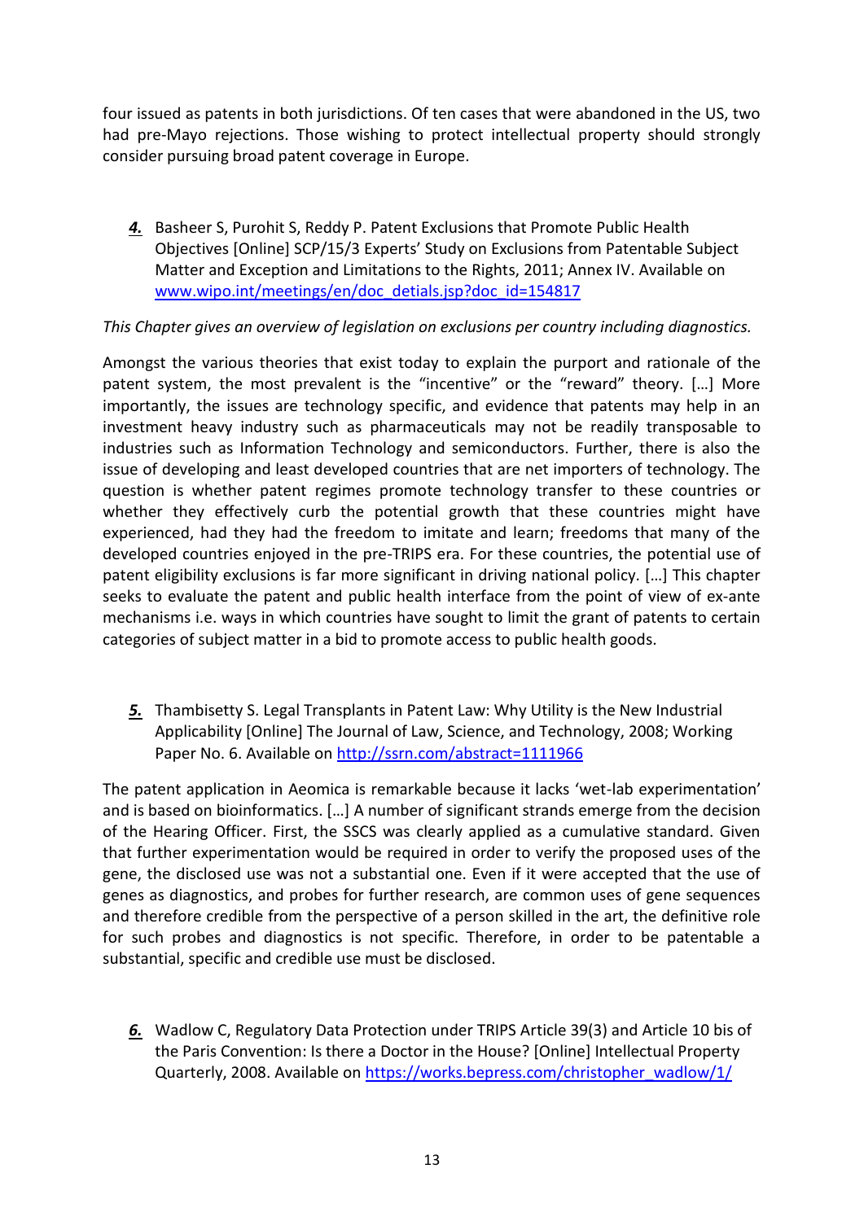four issued as patents in both jurisdictions. Of ten cases that were abandoned in the US, two had pre-Mayo rejections. Those wishing to protect intellectual property should strongly consider pursuing broad patent coverage in Europe.

***4.*** Basheer S, Purohit S, Reddy P. Patent Exclusions that Promote Public Health Objectives [Online] SCP/15/3 Experts' Study on Exclusions from Patentable Subject Matter and Exception and Limitations to the Rights, 2011; Annex IV. Available on [www.wipo.int/meetings/en/doc_detials.jsp?doc_id=154817](www.wipo.int/meetings/en/doc_detials.jsp?doc_id=154817)

*This Chapter gives an overview of legislation on exclusions per country including diagnostics.*

Amongst the various theories that exist today to explain the purport and rationale of the patent system, the most prevalent is the "incentive" or the "reward" theory. […] More importantly, the issues are technology specific, and evidence that patents may help in an investment heavy industry such as pharmaceuticals may not be readily transposable to industries such as Information Technology and semiconductors. Further, there is also the issue of developing and least developed countries that are net importers of technology. The question is whether patent regimes promote technology transfer to these countries or whether they effectively curb the potential growth that these countries might have experienced, had they had the freedom to imitate and learn; freedoms that many of the developed countries enjoyed in the pre-TRIPS era. For these countries, the potential use of patent eligibility exclusions is far more significant in driving national policy. […] This chapter seeks to evaluate the patent and public health interface from the point of view of ex-ante mechanisms i.e. ways in which countries have sought to limit the grant of patents to certain categories of subject matter in a bid to promote access to public health goods.

***5.*** Thambisetty S. Legal Transplants in Patent Law: Why Utility is the New Industrial Applicability [Online] The Journal of Law, Science, and Technology, 2008; Working Paper No. 6. Available on [http://ssrn.com/abstract=1111966](http://ssrn.com/abstract=1111966)

The patent application in Aeomica is remarkable because it lacks 'wet-lab experimentation' and is based on bioinformatics. […] A number of significant strands emerge from the decision of the Hearing Officer. First, the SSCS was clearly applied as a cumulative standard. Given that further experimentation would be required in order to verify the proposed uses of the gene, the disclosed use was not a substantial one. Even if it were accepted that the use of genes as diagnostics, and probes for further research, are common uses of gene sequences and therefore credible from the perspective of a person skilled in the art, the definitive role for such probes and diagnostics is not specific. Therefore, in order to be patentable a substantial, specific and credible use must be disclosed.

***6.*** Wadlow C, Regulatory Data Protection under TRIPS Article 39(3) and Article 10 bis of the Paris Convention: Is there a Doctor in the House? [Online] Intellectual Property Quarterly, 2008. Available on [https://works.bepress.com/christopher_wadlow/1/](https://works.bepress.com/christopher_wadlow/1/)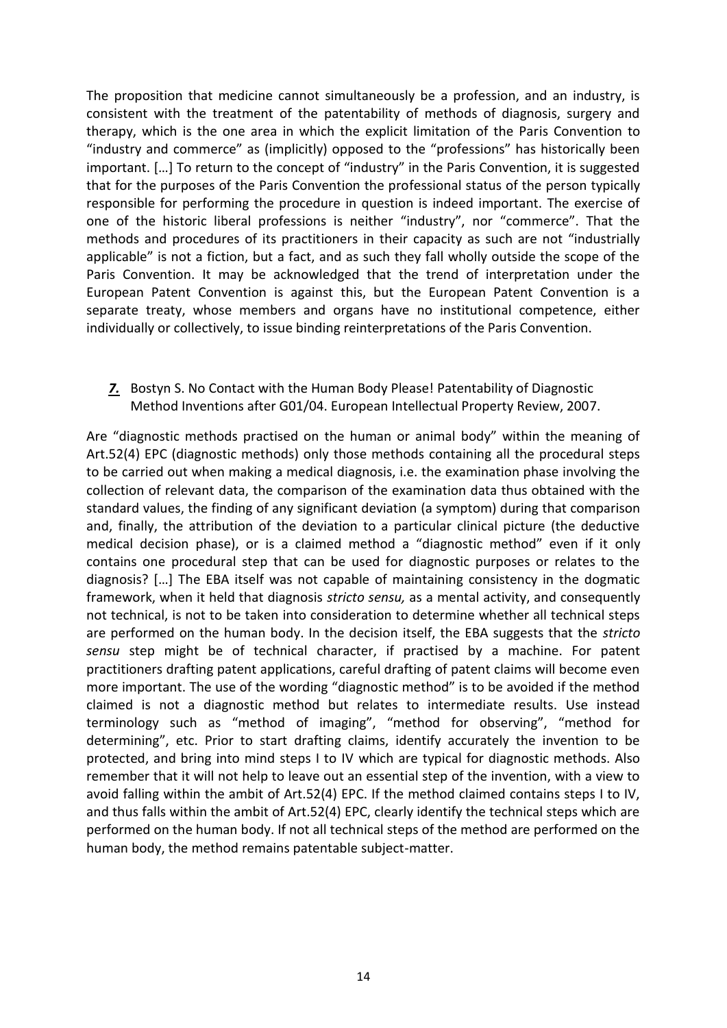The proposition that medicine cannot simultaneously be a profession, and an industry, is consistent with the treatment of the patentability of methods of diagnosis, surgery and therapy, which is the one area in which the explicit limitation of the Paris Convention to "industry and commerce" as (implicitly) opposed to the "professions" has historically been important. […] To return to the concept of "industry" in the Paris Convention, it is suggested that for the purposes of the Paris Convention the professional status of the person typically responsible for performing the procedure in question is indeed important. The exercise of one of the historic liberal professions is neither "industry", nor "commerce". That the methods and procedures of its practitioners in their capacity as such are not "industrially applicable" is not a fiction, but a fact, and as such they fall wholly outside the scope of the Paris Convention. It may be acknowledged that the trend of interpretation under the European Patent Convention is against this, but the European Patent Convention is a separate treaty, whose members and organs have no institutional competence, either individually or collectively, to issue binding reinterpretations of the Paris Convention.

***7.*** Bostyn S. No Contact with the Human Body Please! Patentability of Diagnostic Method Inventions after G01/04. European Intellectual Property Review, 2007.

Are "diagnostic methods practised on the human or animal body" within the meaning of Art.52(4) EPC (diagnostic methods) only those methods containing all the procedural steps to be carried out when making a medical diagnosis, i.e. the examination phase involving the collection of relevant data, the comparison of the examination data thus obtained with the standard values, the finding of any significant deviation (a symptom) during that comparison and, finally, the attribution of the deviation to a particular clinical picture (the deductive medical decision phase), or is a claimed method a "diagnostic method" even if it only contains one procedural step that can be used for diagnostic purposes or relates to the diagnosis? […] The EBA itself was not capable of maintaining consistency in the dogmatic framework, when it held that diagnosis *stricto sensu,* as a mental activity, and consequently not technical, is not to be taken into consideration to determine whether all technical steps are performed on the human body. In the decision itself, the EBA suggests that the *stricto sensu* step might be of technical character, if practised by a machine. For patent practitioners drafting patent applications, careful drafting of patent claims will become even more important. The use of the wording "diagnostic method" is to be avoided if the method claimed is not a diagnostic method but relates to intermediate results. Use instead terminology such as "method of imaging", "method for observing", "method for determining", etc. Prior to start drafting claims, identify accurately the invention to be protected, and bring into mind steps I to IV which are typical for diagnostic methods. Also remember that it will not help to leave out an essential step of the invention, with a view to avoid falling within the ambit of Art.52(4) EPC. If the method claimed contains steps I to IV, and thus falls within the ambit of Art.52(4) EPC, clearly identify the technical steps which are performed on the human body. If not all technical steps of the method are performed on the human body, the method remains patentable subject-matter.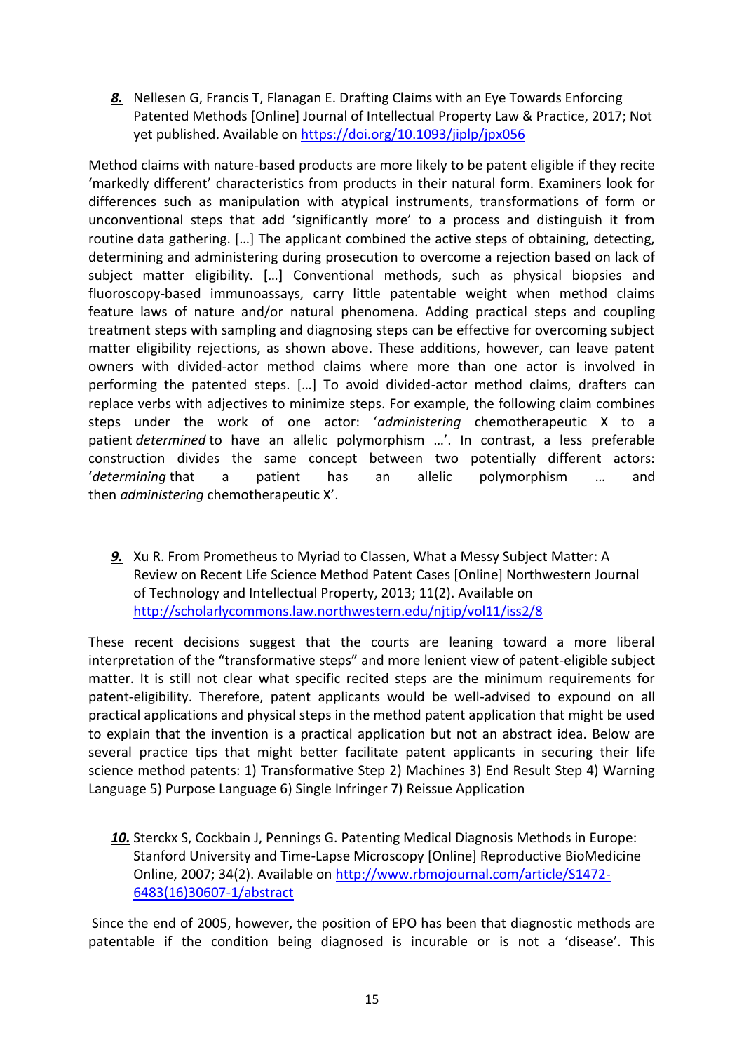***8.*** Nellesen G, Francis T, Flanagan E. Drafting Claims with an Eye Towards Enforcing Patented Methods [Online] Journal of Intellectual Property Law & Practice, 2017; Not yet published. Available on https://doi.org/10.1093/jiplp/jpx056

Method claims with nature-based products are more likely to be patent eligible if they recite 'markedly different' characteristics from products in their natural form. Examiners look for differences such as manipulation with atypical instruments, transformations of form or unconventional steps that add 'significantly more' to a process and distinguish it from routine data gathering. […] The applicant combined the active steps of obtaining, detecting, determining and administering during prosecution to overcome a rejection based on lack of subject matter eligibility. […] Conventional methods, such as physical biopsies and fluoroscopy-based immunoassays, carry little patentable weight when method claims feature laws of nature and/or natural phenomena. Adding practical steps and coupling treatment steps with sampling and diagnosing steps can be effective for overcoming subject matter eligibility rejections, as shown above. These additions, however, can leave patent owners with divided-actor method claims where more than one actor is involved in performing the patented steps. […] To avoid divided-actor method claims, drafters can replace verbs with adjectives to minimize steps. For example, the following claim combines steps under the work of one actor: '*administering* chemotherapeutic X to a patient *determined* to have an allelic polymorphism …'. In contrast, a less preferable construction divides the same concept between two potentially different actors: '*determining* that a patient has an allelic polymorphism … and then *administering* chemotherapeutic X'.

***9.*** Xu R. From Prometheus to Myriad to Classen, What a Messy Subject Matter: A Review on Recent Life Science Method Patent Cases [Online] Northwestern Journal of Technology and Intellectual Property, 2013; 11(2). Available on http://scholarlycommons.law.northwestern.edu/njtip/vol11/iss2/8

These recent decisions suggest that the courts are leaning toward a more liberal interpretation of the "transformative steps" and more lenient view of patent-eligible subject matter. It is still not clear what specific recited steps are the minimum requirements for patent-eligibility. Therefore, patent applicants would be well-advised to expound on all practical applications and physical steps in the method patent application that might be used to explain that the invention is a practical application but not an abstract idea. Below are several practice tips that might better facilitate patent applicants in securing their life science method patents: 1) Transformative Step 2) Machines 3) End Result Step 4) Warning Language 5) Purpose Language 6) Single Infringer 7) Reissue Application

***10.*** Sterckx S, Cockbain J, Pennings G. Patenting Medical Diagnosis Methods in Europe: Stanford University and Time-Lapse Microscopy [Online] Reproductive BioMedicine Online, 2007; 34(2). Available on http://www.rbmojournal.com/article/S1472-6483(16)30607-1/abstract

Since the end of 2005, however, the position of EPO has been that diagnostic methods are patentable if the condition being diagnosed is incurable or is not a 'disease'. This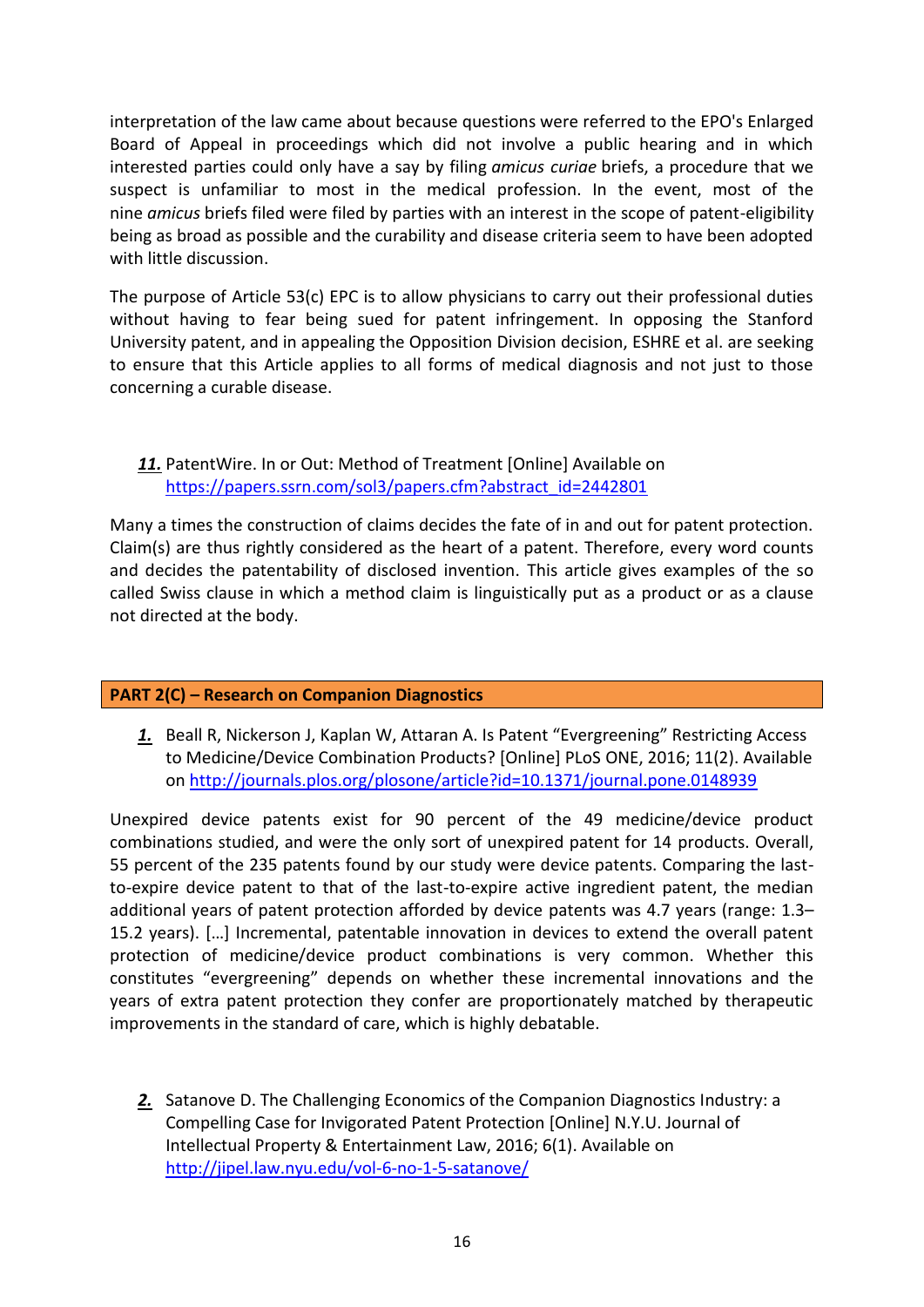interpretation of the law came about because questions were referred to the EPO's Enlarged Board of Appeal in proceedings which did not involve a public hearing and in which interested parties could only have a say by filing *amicus curiae* briefs, a procedure that we suspect is unfamiliar to most in the medical profession. In the event, most of the nine *amicus* briefs filed were filed by parties with an interest in the scope of patent-eligibility being as broad as possible and the curability and disease criteria seem to have been adopted with little discussion.

The purpose of Article 53(c) EPC is to allow physicians to carry out their professional duties without having to fear being sued for patent infringement. In opposing the Stanford University patent, and in appealing the Opposition Division decision, ESHRE et al. are seeking to ensure that this Article applies to all forms of medical diagnosis and not just to those concerning a curable disease.

***11.*** PatentWire. In or Out: Method of Treatment [Online] Available on [https://papers.ssrn.com/sol3/papers.cfm?abstract_id=2442801](https://papers.ssrn.com/sol3/papers.cfm?abstract_id=2442801)

Many a times the construction of claims decides the fate of in and out for patent protection. Claim(s) are thus rightly considered as the heart of a patent. Therefore, every word counts and decides the patentability of disclosed invention. This article gives examples of the so called Swiss clause in which a method claim is linguistically put as a product or as a clause not directed at the body.

## PART 2(C) – Research on Companion Diagnostics

***1.*** Beall R, Nickerson J, Kaplan W, Attaran A. Is Patent "Evergreening" Restricting Access to Medicine/Device Combination Products? [Online] PLoS ONE, 2016; 11(2). Available on [http://journals.plos.org/plosone/article?id=10.1371/journal.pone.0148939](http://journals.plos.org/plosone/article?id=10.1371/journal.pone.0148939)

Unexpired device patents exist for 90 percent of the 49 medicine/device product combinations studied, and were the only sort of unexpired patent for 14 products. Overall, 55 percent of the 235 patents found by our study were device patents. Comparing the last-to-expire device patent to that of the last-to-expire active ingredient patent, the median additional years of patent protection afforded by device patents was 4.7 years (range: 1.3–15.2 years). […] Incremental, patentable innovation in devices to extend the overall patent protection of medicine/device product combinations is very common. Whether this constitutes "evergreening" depends on whether these incremental innovations and the years of extra patent protection they confer are proportionately matched by therapeutic improvements in the standard of care, which is highly debatable.

***2.*** Satanove D. The Challenging Economics of the Companion Diagnostics Industry: a Compelling Case for Invigorated Patent Protection [Online] N.Y.U. Journal of Intellectual Property & Entertainment Law, 2016; 6(1). Available on [http://jipel.law.nyu.edu/vol-6-no-1-5-satanove/](http://jipel.law.nyu.edu/vol-6-no-1-5-satanove/)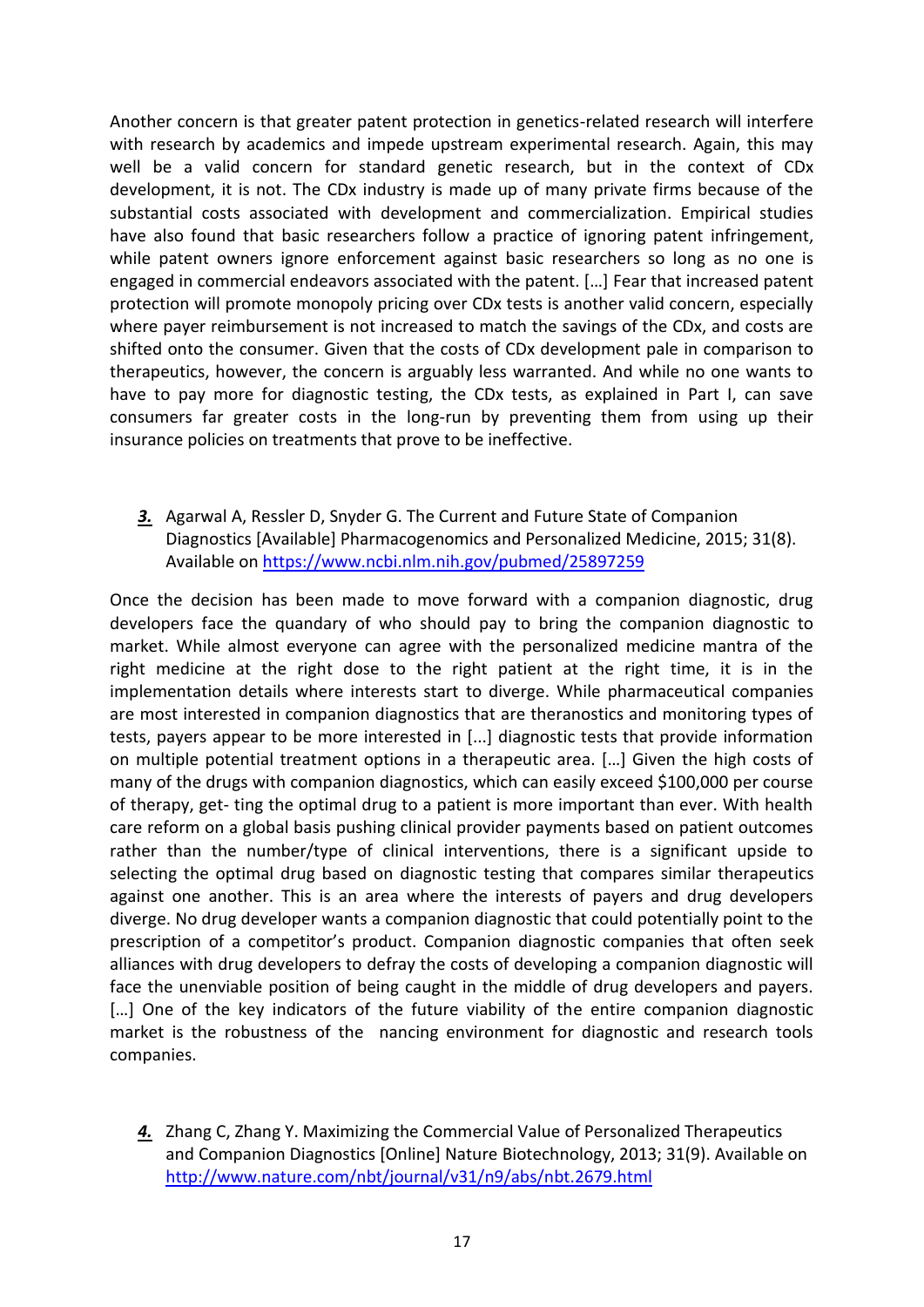Another concern is that greater patent protection in genetics-related research will interfere with research by academics and impede upstream experimental research. Again, this may well be a valid concern for standard genetic research, but in the context of CDx development, it is not. The CDx industry is made up of many private firms because of the substantial costs associated with development and commercialization. Empirical studies have also found that basic researchers follow a practice of ignoring patent infringement, while patent owners ignore enforcement against basic researchers so long as no one is engaged in commercial endeavors associated with the patent. […] Fear that increased patent protection will promote monopoly pricing over CDx tests is another valid concern, especially where payer reimbursement is not increased to match the savings of the CDx, and costs are shifted onto the consumer. Given that the costs of CDx development pale in comparison to therapeutics, however, the concern is arguably less warranted. And while no one wants to have to pay more for diagnostic testing, the CDx tests, as explained in Part I, can save consumers far greater costs in the long-run by preventing them from using up their insurance policies on treatments that prove to be ineffective.

***3.*** Agarwal A, Ressler D, Snyder G. The Current and Future State of Companion Diagnostics [Available] Pharmacogenomics and Personalized Medicine, 2015; 31(8). Available on https://www.ncbi.nlm.nih.gov/pubmed/25897259

Once the decision has been made to move forward with a companion diagnostic, drug developers face the quandary of who should pay to bring the companion diagnostic to market. While almost everyone can agree with the personalized medicine mantra of the right medicine at the right dose to the right patient at the right time, it is in the implementation details where interests start to diverge. While pharmaceutical companies are most interested in companion diagnostics that are theranostics and monitoring types of tests, payers appear to be more interested in [...] diagnostic tests that provide information on multiple potential treatment options in a therapeutic area. […] Given the high costs of many of the drugs with companion diagnostics, which can easily exceed $100,000 per course of therapy, get- ting the optimal drug to a patient is more important than ever. With health care reform on a global basis pushing clinical provider payments based on patient outcomes rather than the number/type of clinical interventions, there is a significant upside to selecting the optimal drug based on diagnostic testing that compares similar therapeutics against one another. This is an area where the interests of payers and drug developers diverge. No drug developer wants a companion diagnostic that could potentially point to the prescription of a competitor's product. Companion diagnostic companies that often seek alliances with drug developers to defray the costs of developing a companion diagnostic will face the unenviable position of being caught in the middle of drug developers and payers. […] One of the key indicators of the future viability of the entire companion diagnostic market is the robustness of the nancing environment for diagnostic and research tools companies.

***4.*** Zhang C, Zhang Y. Maximizing the Commercial Value of Personalized Therapeutics and Companion Diagnostics [Online] Nature Biotechnology, 2013; 31(9). Available on http://www.nature.com/nbt/journal/v31/n9/abs/nbt.2679.html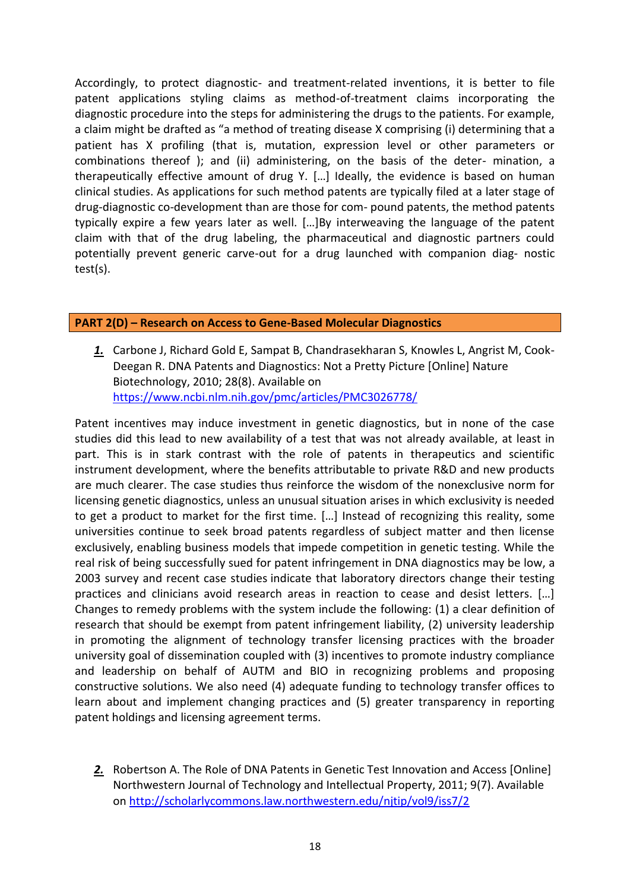Accordingly, to protect diagnostic- and treatment-related inventions, it is better to file patent applications styling claims as method-of-treatment claims incorporating the diagnostic procedure into the steps for administering the drugs to the patients. For example, a claim might be drafted as "a method of treating disease X comprising (i) determining that a patient has X profiling (that is, mutation, expression level or other parameters or combinations thereof ); and (ii) administering, on the basis of the deter- mination, a therapeutically effective amount of drug Y. […] Ideally, the evidence is based on human clinical studies. As applications for such method patents are typically filed at a later stage of drug-diagnostic co-development than are those for com- pound patents, the method patents typically expire a few years later as well. […]By interweaving the language of the patent claim with that of the drug labeling, the pharmaceutical and diagnostic partners could potentially prevent generic carve-out for a drug launched with companion diag- nostic test(s).

## PART 2(D) – Research on Access to Gene-Based Molecular Diagnostics

***1.*** Carbone J, Richard Gold E, Sampat B, Chandrasekharan S, Knowles L, Angrist M, Cook-Deegan R. DNA Patents and Diagnostics: Not a Pretty Picture [Online] Nature Biotechnology, 2010; 28(8). Available on https://www.ncbi.nlm.nih.gov/pmc/articles/PMC3026778/

Patent incentives may induce investment in genetic diagnostics, but in none of the case studies did this lead to new availability of a test that was not already available, at least in part. This is in stark contrast with the role of patents in therapeutics and scientific instrument development, where the benefits attributable to private R&D and new products are much clearer. The case studies thus reinforce the wisdom of the nonexclusive norm for licensing genetic diagnostics, unless an unusual situation arises in which exclusivity is needed to get a product to market for the first time. […] Instead of recognizing this reality, some universities continue to seek broad patents regardless of subject matter and then license exclusively, enabling business models that impede competition in genetic testing. While the real risk of being successfully sued for patent infringement in DNA diagnostics may be low, a 2003 survey and recent case studies indicate that laboratory directors change their testing practices and clinicians avoid research areas in reaction to cease and desist letters. […] Changes to remedy problems with the system include the following: (1) a clear definition of research that should be exempt from patent infringement liability, (2) university leadership in promoting the alignment of technology transfer licensing practices with the broader university goal of dissemination coupled with (3) incentives to promote industry compliance and leadership on behalf of AUTM and BIO in recognizing problems and proposing constructive solutions. We also need (4) adequate funding to technology transfer offices to learn about and implement changing practices and (5) greater transparency in reporting patent holdings and licensing agreement terms.

***2.*** Robertson A. The Role of DNA Patents in Genetic Test Innovation and Access [Online] Northwestern Journal of Technology and Intellectual Property, 2011; 9(7). Available on http://scholarlycommons.law.northwestern.edu/njtip/vol9/iss7/2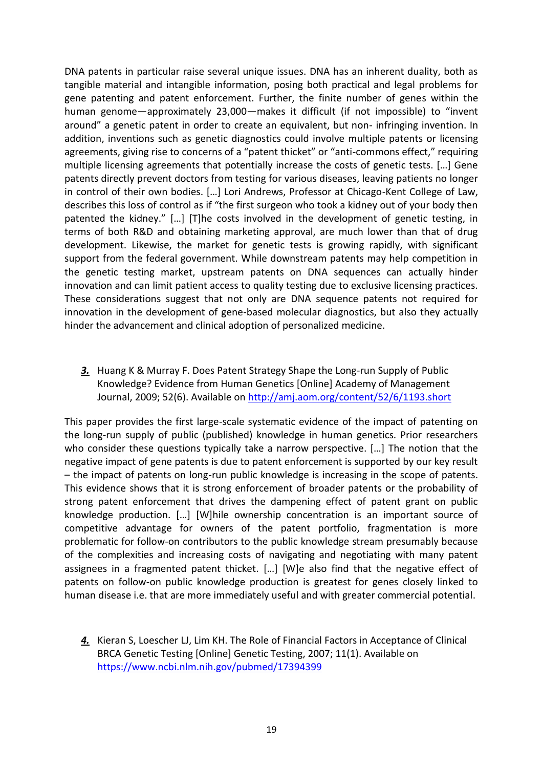DNA patents in particular raise several unique issues. DNA has an inherent duality, both as tangible material and intangible information, posing both practical and legal problems for gene patenting and patent enforcement. Further, the finite number of genes within the human genome—approximately 23,000—makes it difficult (if not impossible) to "invent around" a genetic patent in order to create an equivalent, but non- infringing invention. In addition, inventions such as genetic diagnostics could involve multiple patents or licensing agreements, giving rise to concerns of a "patent thicket" or "anti-commons effect," requiring multiple licensing agreements that potentially increase the costs of genetic tests. […] Gene patents directly prevent doctors from testing for various diseases, leaving patients no longer in control of their own bodies. […] Lori Andrews, Professor at Chicago-Kent College of Law, describes this loss of control as if "the first surgeon who took a kidney out of your body then patented the kidney." […] [T]he costs involved in the development of genetic testing, in terms of both R&D and obtaining marketing approval, are much lower than that of drug development. Likewise, the market for genetic tests is growing rapidly, with significant support from the federal government. While downstream patents may help competition in the genetic testing market, upstream patents on DNA sequences can actually hinder innovation and can limit patient access to quality testing due to exclusive licensing practices. These considerations suggest that not only are DNA sequence patents not required for innovation in the development of gene-based molecular diagnostics, but also they actually hinder the advancement and clinical adoption of personalized medicine.

***3.*** Huang K & Murray F. Does Patent Strategy Shape the Long-run Supply of Public Knowledge? Evidence from Human Genetics [Online] Academy of Management Journal, 2009; 52(6). Available on http://amj.aom.org/content/52/6/1193.short

This paper provides the first large-scale systematic evidence of the impact of patenting on the long-run supply of public (published) knowledge in human genetics. Prior researchers who consider these questions typically take a narrow perspective. […] The notion that the negative impact of gene patents is due to patent enforcement is supported by our key result – the impact of patents on long-run public knowledge is increasing in the scope of patents. This evidence shows that it is strong enforcement of broader patents or the probability of strong patent enforcement that drives the dampening effect of patent grant on public knowledge production. […] [W]hile ownership concentration is an important source of competitive advantage for owners of the patent portfolio, fragmentation is more problematic for follow-on contributors to the public knowledge stream presumably because of the complexities and increasing costs of navigating and negotiating with many patent assignees in a fragmented patent thicket. […] [W]e also find that the negative effect of patents on follow-on public knowledge production is greatest for genes closely linked to human disease i.e. that are more immediately useful and with greater commercial potential.

***4.*** Kieran S, Loescher LJ, Lim KH. The Role of Financial Factors in Acceptance of Clinical BRCA Genetic Testing [Online] Genetic Testing, 2007; 11(1). Available on https://www.ncbi.nlm.nih.gov/pubmed/17394399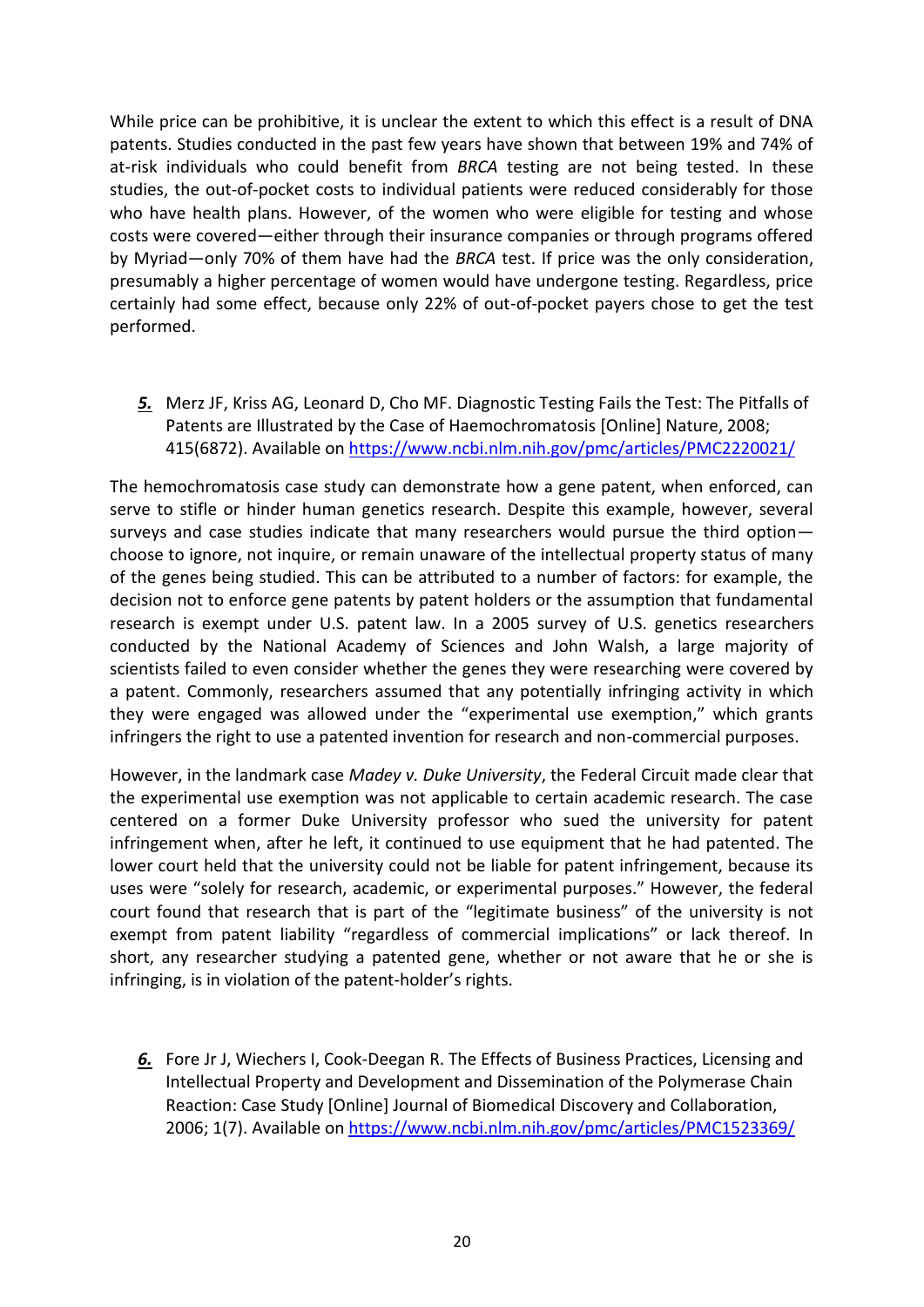While price can be prohibitive, it is unclear the extent to which this effect is a result of DNA patents. Studies conducted in the past few years have shown that between 19% and 74% of at-risk individuals who could benefit from *BRCA* testing are not being tested. In these studies, the out-of-pocket costs to individual patients were reduced considerably for those who have health plans. However, of the women who were eligible for testing and whose costs were covered—either through their insurance companies or through programs offered by Myriad—only 70% of them have had the *BRCA* test. If price was the only consideration, presumably a higher percentage of women would have undergone testing. Regardless, price certainly had some effect, because only 22% of out-of-pocket payers chose to get the test performed.

***5.*** Merz JF, Kriss AG, Leonard D, Cho MF. Diagnostic Testing Fails the Test: The Pitfalls of Patents are Illustrated by the Case of Haemochromatosis [Online] Nature, 2008; 415(6872). Available on https://www.ncbi.nlm.nih.gov/pmc/articles/PMC2220021/

The hemochromatosis case study can demonstrate how a gene patent, when enforced, can serve to stifle or hinder human genetics research. Despite this example, however, several surveys and case studies indicate that many researchers would pursue the third option—choose to ignore, not inquire, or remain unaware of the intellectual property status of many of the genes being studied. This can be attributed to a number of factors: for example, the decision not to enforce gene patents by patent holders or the assumption that fundamental research is exempt under U.S. patent law. In a 2005 survey of U.S. genetics researchers conducted by the National Academy of Sciences and John Walsh, a large majority of scientists failed to even consider whether the genes they were researching were covered by a patent. Commonly, researchers assumed that any potentially infringing activity in which they were engaged was allowed under the "experimental use exemption," which grants infringers the right to use a patented invention for research and non-commercial purposes.

However, in the landmark case *Madey v. Duke University*, the Federal Circuit made clear that the experimental use exemption was not applicable to certain academic research. The case centered on a former Duke University professor who sued the university for patent infringement when, after he left, it continued to use equipment that he had patented. The lower court held that the university could not be liable for patent infringement, because its uses were "solely for research, academic, or experimental purposes." However, the federal court found that research that is part of the "legitimate business" of the university is not exempt from patent liability "regardless of commercial implications" or lack thereof. In short, any researcher studying a patented gene, whether or not aware that he or she is infringing, is in violation of the patent-holder's rights.

***6.*** Fore Jr J, Wiechers I, Cook-Deegan R. The Effects of Business Practices, Licensing and Intellectual Property and Development and Dissemination of the Polymerase Chain Reaction: Case Study [Online] Journal of Biomedical Discovery and Collaboration, 2006; 1(7). Available on https://www.ncbi.nlm.nih.gov/pmc/articles/PMC1523369/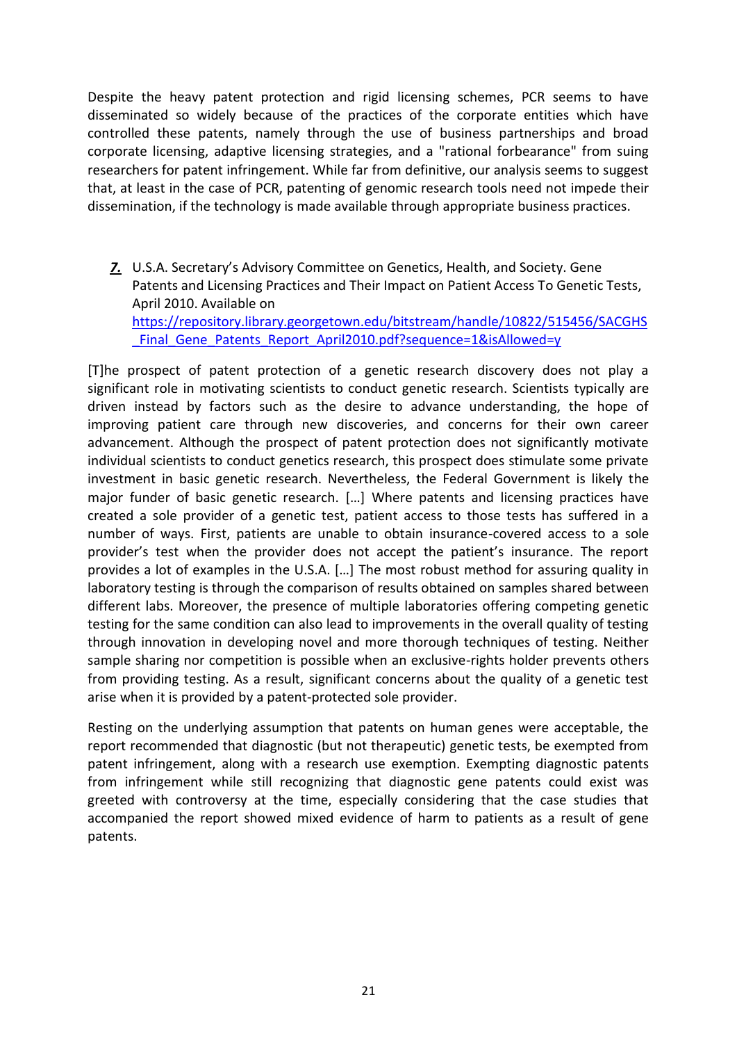Despite the heavy patent protection and rigid licensing schemes, PCR seems to have disseminated so widely because of the practices of the corporate entities which have controlled these patents, namely through the use of business partnerships and broad corporate licensing, adaptive licensing strategies, and a "rational forbearance" from suing researchers for patent infringement. While far from definitive, our analysis seems to suggest that, at least in the case of PCR, patenting of genomic research tools need not impede their dissemination, if the technology is made available through appropriate business practices.

7. U.S.A. Secretary's Advisory Committee on Genetics, Health, and Society. Gene Patents and Licensing Practices and Their Impact on Patient Access To Genetic Tests, April 2010. Available on https://repository.library.georgetown.edu/bitstream/handle/10822/515456/SACGHS_Final_Gene_Patents_Report_April2010.pdf?sequence=1&isAllowed=y

[T]he prospect of patent protection of a genetic research discovery does not play a significant role in motivating scientists to conduct genetic research. Scientists typically are driven instead by factors such as the desire to advance understanding, the hope of improving patient care through new discoveries, and concerns for their own career advancement. Although the prospect of patent protection does not significantly motivate individual scientists to conduct genetics research, this prospect does stimulate some private investment in basic genetic research. Nevertheless, the Federal Government is likely the major funder of basic genetic research. […] Where patents and licensing practices have created a sole provider of a genetic test, patient access to those tests has suffered in a number of ways. First, patients are unable to obtain insurance-covered access to a sole provider's test when the provider does not accept the patient's insurance. The report provides a lot of examples in the U.S.A. […] The most robust method for assuring quality in laboratory testing is through the comparison of results obtained on samples shared between different labs. Moreover, the presence of multiple laboratories offering competing genetic testing for the same condition can also lead to improvements in the overall quality of testing through innovation in developing novel and more thorough techniques of testing. Neither sample sharing nor competition is possible when an exclusive-rights holder prevents others from providing testing. As a result, significant concerns about the quality of a genetic test arise when it is provided by a patent-protected sole provider.

Resting on the underlying assumption that patents on human genes were acceptable, the report recommended that diagnostic (but not therapeutic) genetic tests, be exempted from patent infringement, along with a research use exemption. Exempting diagnostic patents from infringement while still recognizing that diagnostic gene patents could exist was greeted with controversy at the time, especially considering that the case studies that accompanied the report showed mixed evidence of harm to patients as a result of gene patents.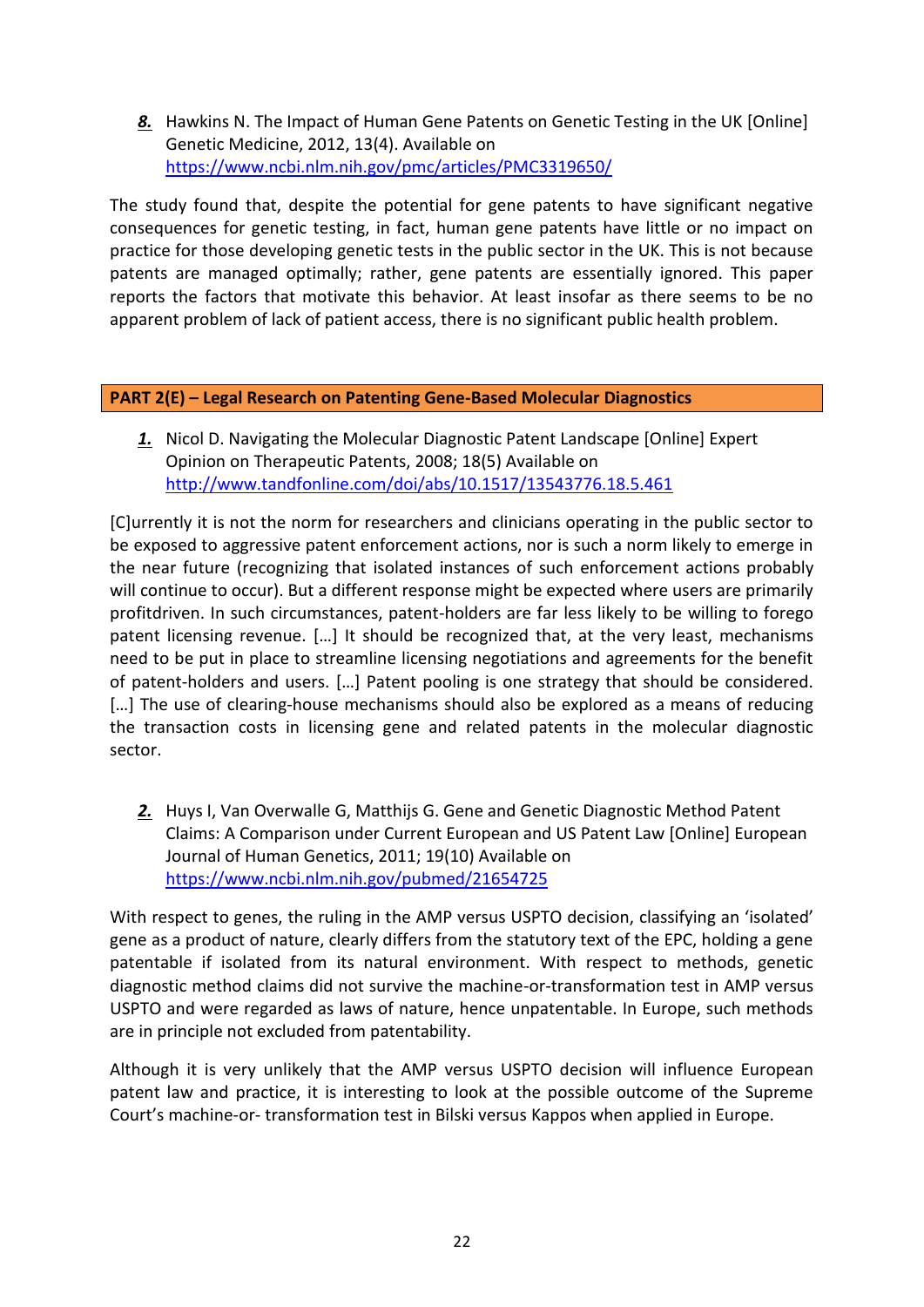8. Hawkins N. The Impact of Human Gene Patents on Genetic Testing in the UK [Online] Genetic Medicine, 2012, 13(4). Available on https://www.ncbi.nlm.nih.gov/pmc/articles/PMC3319650/

The study found that, despite the potential for gene patents to have significant negative consequences for genetic testing, in fact, human gene patents have little or no impact on practice for those developing genetic tests in the public sector in the UK. This is not because patents are managed optimally; rather, gene patents are essentially ignored. This paper reports the factors that motivate this behavior. At least insofar as there seems to be no apparent problem of lack of patient access, there is no significant public health problem.

## PART 2(E) – Legal Research on Patenting Gene-Based Molecular Diagnostics

1. Nicol D. Navigating the Molecular Diagnostic Patent Landscape [Online] Expert Opinion on Therapeutic Patents, 2008; 18(5) Available on http://www.tandfonline.com/doi/abs/10.1517/13543776.18.5.461

[C]urrently it is not the norm for researchers and clinicians operating in the public sector to be exposed to aggressive patent enforcement actions, nor is such a norm likely to emerge in the near future (recognizing that isolated instances of such enforcement actions probably will continue to occur). But a different response might be expected where users are primarily profitdriven. In such circumstances, patent-holders are far less likely to be willing to forego patent licensing revenue. […] It should be recognized that, at the very least, mechanisms need to be put in place to streamline licensing negotiations and agreements for the benefit of patent-holders and users. […] Patent pooling is one strategy that should be considered. […] The use of clearing-house mechanisms should also be explored as a means of reducing the transaction costs in licensing gene and related patents in the molecular diagnostic sector.

2. Huys I, Van Overwalle G, Matthijs G. Gene and Genetic Diagnostic Method Patent Claims: A Comparison under Current European and US Patent Law [Online] European Journal of Human Genetics, 2011; 19(10) Available on https://www.ncbi.nlm.nih.gov/pubmed/21654725

With respect to genes, the ruling in the AMP versus USPTO decision, classifying an 'isolated' gene as a product of nature, clearly differs from the statutory text of the EPC, holding a gene patentable if isolated from its natural environment. With respect to methods, genetic diagnostic method claims did not survive the machine-or-transformation test in AMP versus USPTO and were regarded as laws of nature, hence unpatentable. In Europe, such methods are in principle not excluded from patentability.

Although it is very unlikely that the AMP versus USPTO decision will influence European patent law and practice, it is interesting to look at the possible outcome of the Supreme Court's machine-or- transformation test in Bilski versus Kappos when applied in Europe.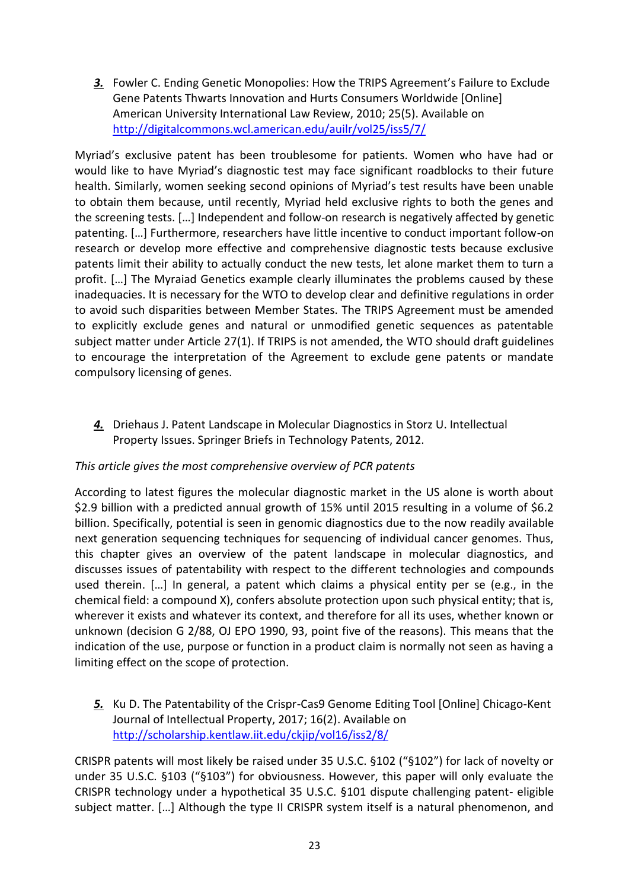***3.*** Fowler C. Ending Genetic Monopolies: How the TRIPS Agreement's Failure to Exclude Gene Patents Thwarts Innovation and Hurts Consumers Worldwide [Online] American University International Law Review, 2010; 25(5). Available on http://digitalcommons.wcl.american.edu/auilr/vol25/iss5/7/

Myriad's exclusive patent has been troublesome for patients. Women who have had or would like to have Myriad's diagnostic test may face significant roadblocks to their future health. Similarly, women seeking second opinions of Myriad's test results have been unable to obtain them because, until recently, Myriad held exclusive rights to both the genes and the screening tests. […] Independent and follow-on research is negatively affected by genetic patenting. […] Furthermore, researchers have little incentive to conduct important follow-on research or develop more effective and comprehensive diagnostic tests because exclusive patents limit their ability to actually conduct the new tests, let alone market them to turn a profit. […] The Myraiad Genetics example clearly illuminates the problems caused by these inadequacies. It is necessary for the WTO to develop clear and definitive regulations in order to avoid such disparities between Member States. The TRIPS Agreement must be amended to explicitly exclude genes and natural or unmodified genetic sequences as patentable subject matter under Article 27(1). If TRIPS is not amended, the WTO should draft guidelines to encourage the interpretation of the Agreement to exclude gene patents or mandate compulsory licensing of genes.

***4.*** Driehaus J. Patent Landscape in Molecular Diagnostics in Storz U. Intellectual Property Issues. Springer Briefs in Technology Patents, 2012.

*This article gives the most comprehensive overview of PCR patents*

According to latest figures the molecular diagnostic market in the US alone is worth about $2.9 billion with a predicted annual growth of 15% until 2015 resulting in a volume of $6.2 billion. Specifically, potential is seen in genomic diagnostics due to the now readily available next generation sequencing techniques for sequencing of individual cancer genomes. Thus, this chapter gives an overview of the patent landscape in molecular diagnostics, and discusses issues of patentability with respect to the different technologies and compounds used therein. […] In general, a patent which claims a physical entity per se (e.g., in the chemical field: a compound X), confers absolute protection upon such physical entity; that is, wherever it exists and whatever its context, and therefore for all its uses, whether known or unknown (decision G 2/88, OJ EPO 1990, 93, point five of the reasons). This means that the indication of the use, purpose or function in a product claim is normally not seen as having a limiting effect on the scope of protection.

***5.*** Ku D. The Patentability of the Crispr-Cas9 Genome Editing Tool [Online] Chicago-Kent Journal of Intellectual Property, 2017; 16(2). Available on http://scholarship.kentlaw.iit.edu/ckjip/vol16/iss2/8/

CRISPR patents will most likely be raised under 35 U.S.C. §102 ("§102") for lack of novelty or under 35 U.S.C. §103 ("§103") for obviousness. However, this paper will only evaluate the CRISPR technology under a hypothetical 35 U.S.C. §101 dispute challenging patent- eligible subject matter. […] Although the type II CRISPR system itself is a natural phenomenon, and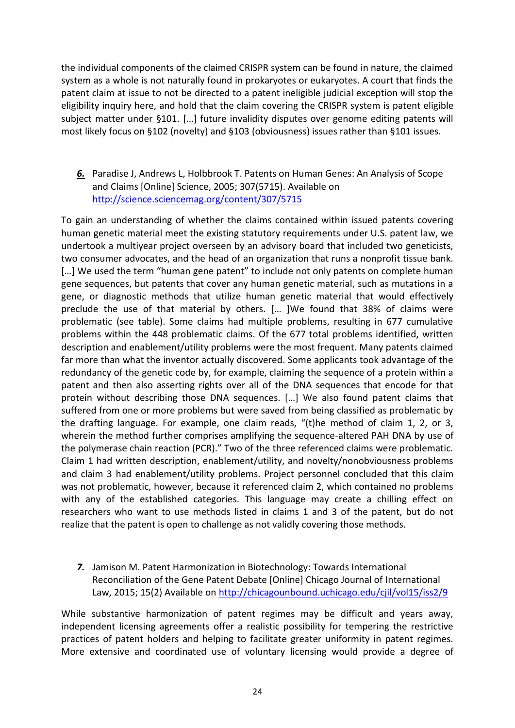the individual components of the claimed CRISPR system can be found in nature, the claimed system as a whole is not naturally found in prokaryotes or eukaryotes. A court that finds the patent claim at issue to not be directed to a patent ineligible judicial exception will stop the eligibility inquiry here, and hold that the claim covering the CRISPR system is patent eligible subject matter under §101. […] future invalidity disputes over genome editing patents will most likely focus on §102 (novelty) and §103 (obviousness) issues rather than §101 issues.

***6.*** Paradise J, Andrews L, Holbbrook T. Patents on Human Genes: An Analysis of Scope and Claims [Online] Science, 2005; 307(5715). Available on http://science.sciencemag.org/content/307/5715

To gain an understanding of whether the claims contained within issued patents covering human genetic material meet the existing statutory requirements under U.S. patent law, we undertook a multiyear project overseen by an advisory board that included two geneticists, two consumer advocates, and the head of an organization that runs a nonprofit tissue bank. […] We used the term "human gene patent" to include not only patents on complete human gene sequences, but patents that cover any human genetic material, such as mutations in a gene, or diagnostic methods that utilize human genetic material that would effectively preclude the use of that material by others. [… ]We found that 38% of claims were problematic (see table). Some claims had multiple problems, resulting in 677 cumulative problems within the 448 problematic claims. Of the 677 total problems identified, written description and enablement/utility problems were the most frequent. Many patents claimed far more than what the inventor actually discovered. Some applicants took advantage of the redundancy of the genetic code by, for example, claiming the sequence of a protein within a patent and then also asserting rights over all of the DNA sequences that encode for that protein without describing those DNA sequences. […] We also found patent claims that suffered from one or more problems but were saved from being classified as problematic by the drafting language. For example, one claim reads, "(t)he method of claim 1, 2, or 3, wherein the method further comprises amplifying the sequence-altered PAH DNA by use of the polymerase chain reaction (PCR)." Two of the three referenced claims were problematic. Claim 1 had written description, enablement/utility, and novelty/nonobviousness problems and claim 3 had enablement/utility problems. Project personnel concluded that this claim was not problematic, however, because it referenced claim 2, which contained no problems with any of the established categories. This language may create a chilling effect on researchers who want to use methods listed in claims 1 and 3 of the patent, but do not realize that the patent is open to challenge as not validly covering those methods.

***7.*** Jamison M. Patent Harmonization in Biotechnology: Towards International Reconciliation of the Gene Patent Debate [Online] Chicago Journal of International Law, 2015; 15(2) Available on http://chicagounbound.uchicago.edu/cjil/vol15/iss2/9

While substantive harmonization of patent regimes may be difficult and years away, independent licensing agreements offer a realistic possibility for tempering the restrictive practices of patent holders and helping to facilitate greater uniformity in patent regimes. More extensive and coordinated use of voluntary licensing would provide a degree of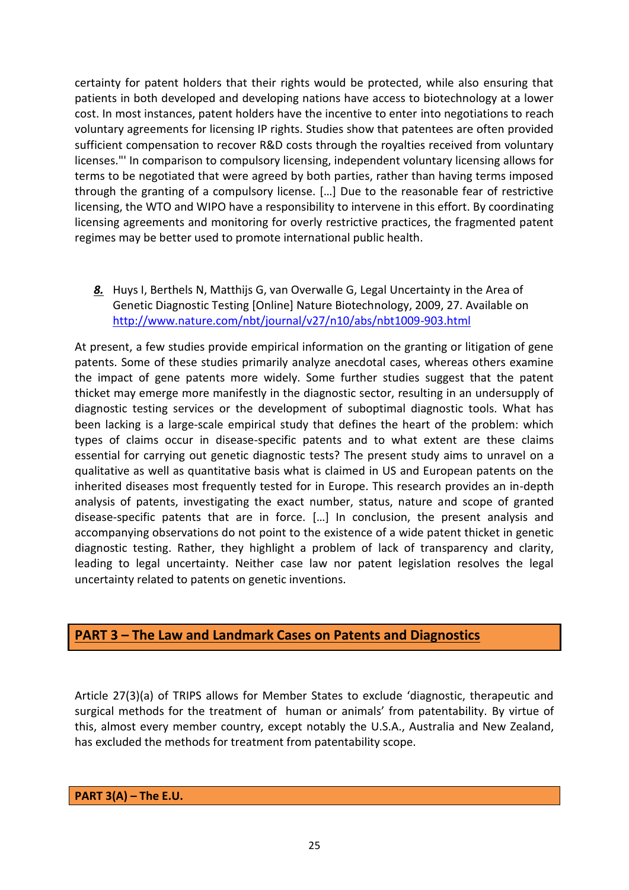certainty for patent holders that their rights would be protected, while also ensuring that patients in both developed and developing nations have access to biotechnology at a lower cost. In most instances, patent holders have the incentive to enter into negotiations to reach voluntary agreements for licensing IP rights. Studies show that patentees are often provided sufficient compensation to recover R&D costs through the royalties received from voluntary licenses."' In comparison to compulsory licensing, independent voluntary licensing allows for terms to be negotiated that were agreed by both parties, rather than having terms imposed through the granting of a compulsory license. […] Due to the reasonable fear of restrictive licensing, the WTO and WIPO have a responsibility to intervene in this effort. By coordinating licensing agreements and monitoring for overly restrictive practices, the fragmented patent regimes may be better used to promote international public health.

***8.*** Huys I, Berthels N, Matthijs G, van Overwalle G, Legal Uncertainty in the Area of Genetic Diagnostic Testing [Online] Nature Biotechnology, 2009, 27. Available on http://www.nature.com/nbt/journal/v27/n10/abs/nbt1009-903.html

At present, a few studies provide empirical information on the granting or litigation of gene patents. Some of these studies primarily analyze anecdotal cases, whereas others examine the impact of gene patents more widely. Some further studies suggest that the patent thicket may emerge more manifestly in the diagnostic sector, resulting in an undersupply of diagnostic testing services or the development of suboptimal diagnostic tools. What has been lacking is a large-scale empirical study that defines the heart of the problem: which types of claims occur in disease-specific patents and to what extent are these claims essential for carrying out genetic diagnostic tests? The present study aims to unravel on a qualitative as well as quantitative basis what is claimed in US and European patents on the inherited diseases most frequently tested for in Europe. This research provides an in-depth analysis of patents, investigating the exact number, status, nature and scope of granted disease-specific patents that are in force. […] In conclusion, the present analysis and accompanying observations do not point to the existence of a wide patent thicket in genetic diagnostic testing. Rather, they highlight a problem of lack of transparency and clarity, leading to legal uncertainty. Neither case law nor patent legislation resolves the legal uncertainty related to patents on genetic inventions.

## PART 3 – The Law and Landmark Cases on Patents and Diagnostics

Article 27(3)(a) of TRIPS allows for Member States to exclude 'diagnostic, therapeutic and surgical methods for the treatment of human or animals' from patentability. By virtue of this, almost every member country, except notably the U.S.A., Australia and New Zealand, has excluded the methods for treatment from patentability scope.

### PART 3(A) – The E.U.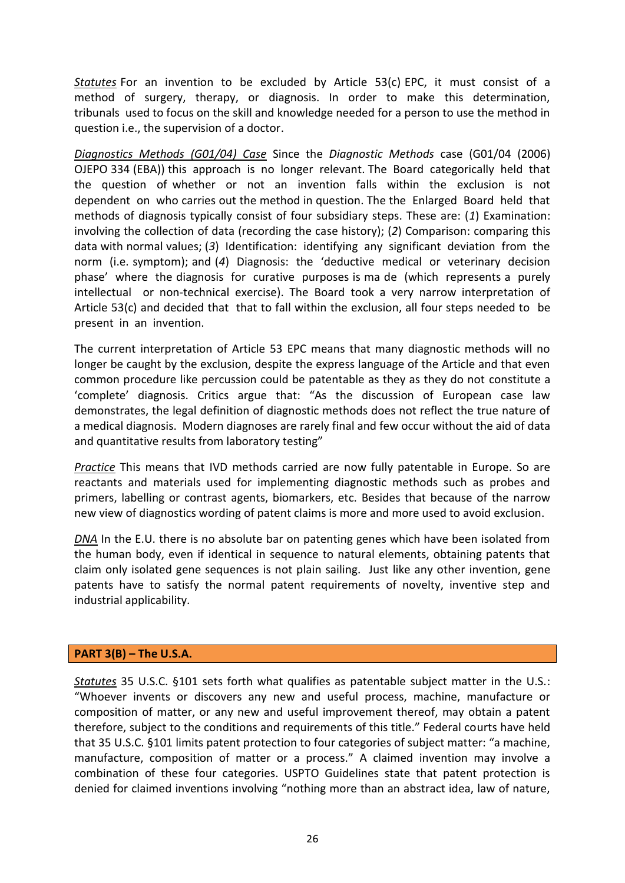*Statutes* For an invention to be excluded by Article 53(c) EPC, it must consist of a method of surgery, therapy, or diagnosis. In order to make this determination, tribunals used to focus on the skill and knowledge needed for a person to use the method in question i.e., the supervision of a doctor.

*Diagnostics Methods (G01/04) Case* Since the *Diagnostic Methods* case (G01/04 (2006) OJEPO 334 (EBA)) this approach is no longer relevant. The Board categorically held that the question of whether or not an invention falls within the exclusion is not dependent on who carries out the method in question. The the Enlarged Board held that methods of diagnosis typically consist of four subsidiary steps. These are: (*1*) Examination: involving the collection of data (recording the case history); (*2*) Comparison: comparing this data with normal values; (*3*) Identification: identifying any significant deviation from the norm (i.e. symptom); and (*4*) Diagnosis: the 'deductive medical or veterinary decision phase' where the diagnosis for curative purposes is ma de (which represents a purely intellectual or non-technical exercise). The Board took a very narrow interpretation of Article 53(c) and decided that that to fall within the exclusion, all four steps needed to be present in an invention.

The current interpretation of Article 53 EPC means that many diagnostic methods will no longer be caught by the exclusion, despite the express language of the Article and that even common procedure like percussion could be patentable as they as they do not constitute a 'complete' diagnosis. Critics argue that: "As the discussion of European case law demonstrates, the legal definition of diagnostic methods does not reflect the true nature of a medical diagnosis. Modern diagnoses are rarely final and few occur without the aid of data and quantitative results from laboratory testing"

*Practice* This means that IVD methods carried are now fully patentable in Europe. So are reactants and materials used for implementing diagnostic methods such as probes and primers, labelling or contrast agents, biomarkers, etc. Besides that because of the narrow new view of diagnostics wording of patent claims is more and more used to avoid exclusion.

*DNA* In the E.U. there is no absolute bar on patenting genes which have been isolated from the human body, even if identical in sequence to natural elements, obtaining patents that claim only isolated gene sequences is not plain sailing. Just like any other invention, gene patents have to satisfy the normal patent requirements of novelty, inventive step and industrial applicability.

## PART 3(B) – The U.S.A.

*Statutes* 35 U.S.C. §101 sets forth what qualifies as patentable subject matter in the U.S.: "Whoever invents or discovers any new and useful process, machine, manufacture or composition of matter, or any new and useful improvement thereof, may obtain a patent therefore, subject to the conditions and requirements of this title." Federal courts have held that 35 U.S.C. §101 limits patent protection to four categories of subject matter: "a machine, manufacture, composition of matter or a process." A claimed invention may involve a combination of these four categories. USPTO Guidelines state that patent protection is denied for claimed inventions involving "nothing more than an abstract idea, law of nature,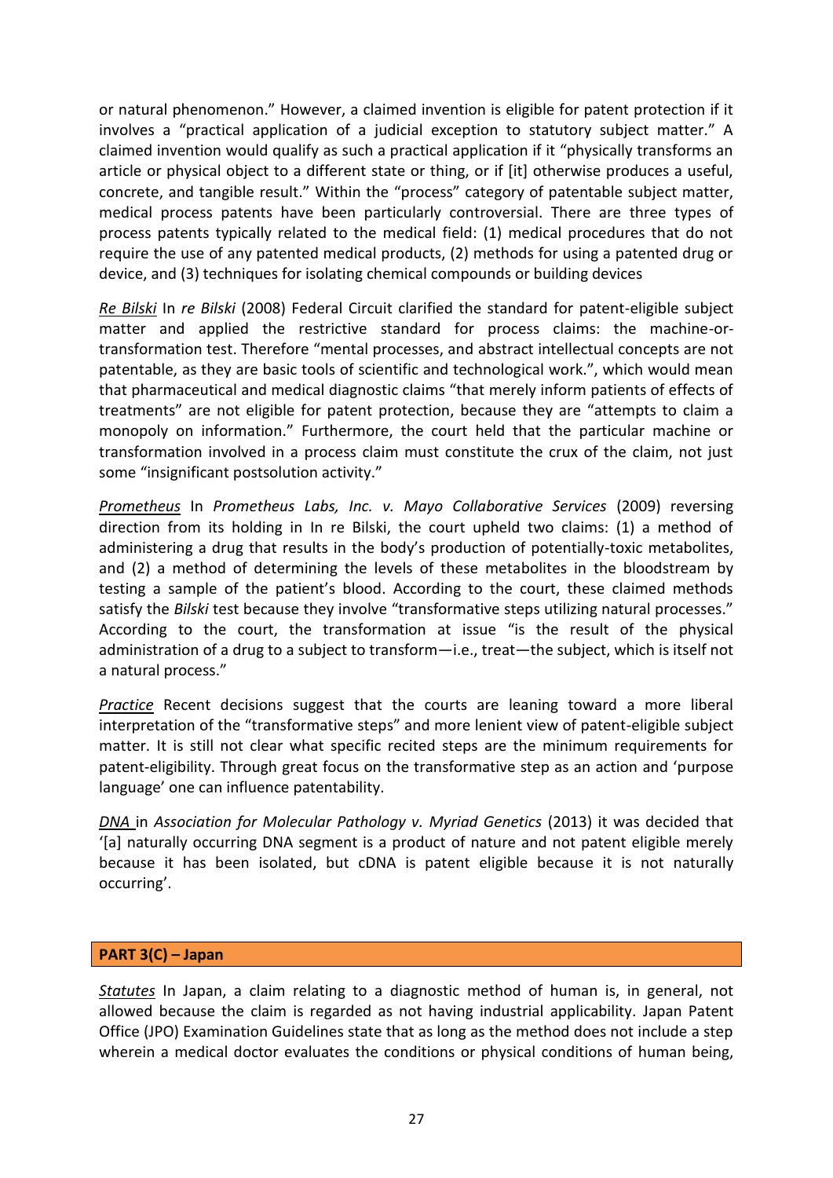or natural phenomenon." However, a claimed invention is eligible for patent protection if it involves a "practical application of a judicial exception to statutory subject matter." A claimed invention would qualify as such a practical application if it "physically transforms an article or physical object to a different state or thing, or if [it] otherwise produces a useful, concrete, and tangible result." Within the "process" category of patentable subject matter, medical process patents have been particularly controversial. There are three types of process patents typically related to the medical field: (1) medical procedures that do not require the use of any patented medical products, (2) methods for using a patented drug or device, and (3) techniques for isolating chemical compounds or building devices

*Re Bilski* In *re Bilski* (2008) Federal Circuit clarified the standard for patent-eligible subject matter and applied the restrictive standard for process claims: the machine-or-transformation test. Therefore "mental processes, and abstract intellectual concepts are not patentable, as they are basic tools of scientific and technological work.", which would mean that pharmaceutical and medical diagnostic claims "that merely inform patients of effects of treatments" are not eligible for patent protection, because they are "attempts to claim a monopoly on information." Furthermore, the court held that the particular machine or transformation involved in a process claim must constitute the crux of the claim, not just some "insignificant postsolution activity."

*Prometheus* In *Prometheus Labs, Inc. v. Mayo Collaborative Services* (2009) reversing direction from its holding in In re Bilski, the court upheld two claims: (1) a method of administering a drug that results in the body's production of potentially-toxic metabolites, and (2) a method of determining the levels of these metabolites in the bloodstream by testing a sample of the patient's blood. According to the court, these claimed methods satisfy the *Bilski* test because they involve "transformative steps utilizing natural processes." According to the court, the transformation at issue "is the result of the physical administration of a drug to a subject to transform—i.e., treat—the subject, which is itself not a natural process."

*Practice* Recent decisions suggest that the courts are leaning toward a more liberal interpretation of the "transformative steps" and more lenient view of patent-eligible subject matter. It is still not clear what specific recited steps are the minimum requirements for patent-eligibility. Through great focus on the transformative step as an action and 'purpose language' one can influence patentability.

*DNA* in *Association for Molecular Pathology v. Myriad Genetics* (2013) it was decided that '[a] naturally occurring DNA segment is a product of nature and not patent eligible merely because it has been isolated, but cDNA is patent eligible because it is not naturally occurring'.

## PART 3(C) – Japan

*Statutes* In Japan, a claim relating to a diagnostic method of human is, in general, not allowed because the claim is regarded as not having industrial applicability. Japan Patent Office (JPO) Examination Guidelines state that as long as the method does not include a step wherein a medical doctor evaluates the conditions or physical conditions of human being,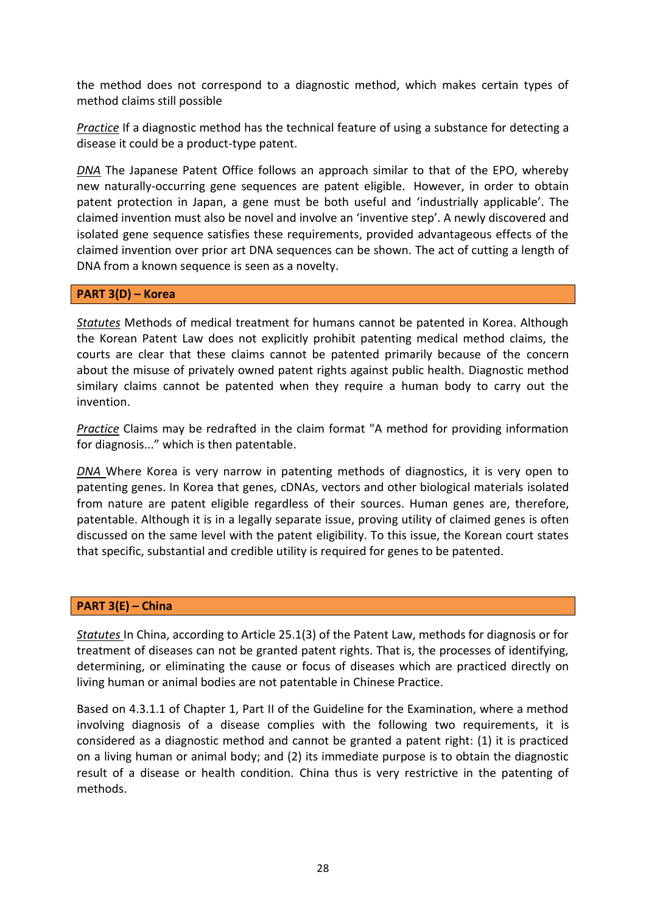the method does not correspond to a diagnostic method, which makes certain types of method claims still possible

*Practice* If a diagnostic method has the technical feature of using a substance for detecting a disease it could be a product-type patent.

*DNA* The Japanese Patent Office follows an approach similar to that of the EPO, whereby new naturally-occurring gene sequences are patent eligible. However, in order to obtain patent protection in Japan, a gene must be both useful and 'industrially applicable'. The claimed invention must also be novel and involve an 'inventive step'. A newly discovered and isolated gene sequence satisfies these requirements, provided advantageous effects of the claimed invention over prior art DNA sequences can be shown. The act of cutting a length of DNA from a known sequence is seen as a novelty.

## PART 3(D) – Korea

*Statutes* Methods of medical treatment for humans cannot be patented in Korea. Although the Korean Patent Law does not explicitly prohibit patenting medical method claims, the courts are clear that these claims cannot be patented primarily because of the concern about the misuse of privately owned patent rights against public health. Diagnostic method similary claims cannot be patented when they require a human body to carry out the invention.

*Practice* Claims may be redrafted in the claim format "A method for providing information for diagnosis..." which is then patentable.

*DNA* Where Korea is very narrow in patenting methods of diagnostics, it is very open to patenting genes. In Korea that genes, cDNAs, vectors and other biological materials isolated from nature are patent eligible regardless of their sources. Human genes are, therefore, patentable. Although it is in a legally separate issue, proving utility of claimed genes is often discussed on the same level with the patent eligibility. To this issue, the Korean court states that specific, substantial and credible utility is required for genes to be patented.

## PART 3(E) – China

*Statutes* In China, according to Article 25.1(3) of the Patent Law, methods for diagnosis or for treatment of diseases can not be granted patent rights. That is, the processes of identifying, determining, or eliminating the cause or focus of diseases which are practiced directly on living human or animal bodies are not patentable in Chinese Practice.

Based on 4.3.1.1 of Chapter 1, Part II of the Guideline for the Examination, where a method involving diagnosis of a disease complies with the following two requirements, it is considered as a diagnostic method and cannot be granted a patent right: (1) it is practiced on a living human or animal body; and (2) its immediate purpose is to obtain the diagnostic result of a disease or health condition. China thus is very restrictive in the patenting of methods.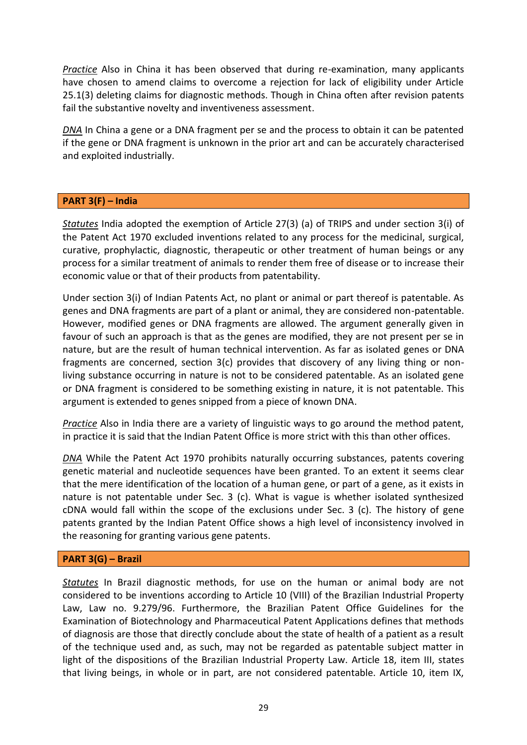*Practice* Also in China it has been observed that during re-examination, many applicants have chosen to amend claims to overcome a rejection for lack of eligibility under Article 25.1(3) deleting claims for diagnostic methods. Though in China often after revision patents fail the substantive novelty and inventiveness assessment.

*DNA* In China a gene or a DNA fragment per se and the process to obtain it can be patented if the gene or DNA fragment is unknown in the prior art and can be accurately characterised and exploited industrially.

## PART 3(F) – India

*Statutes* India adopted the exemption of Article 27(3) (a) of TRIPS and under section 3(i) of the Patent Act 1970 excluded inventions related to any process for the medicinal, surgical, curative, prophylactic, diagnostic, therapeutic or other treatment of human beings or any process for a similar treatment of animals to render them free of disease or to increase their economic value or that of their products from patentability.

Under section 3(i) of Indian Patents Act, no plant or animal or part thereof is patentable. As genes and DNA fragments are part of a plant or animal, they are considered non-patentable. However, modified genes or DNA fragments are allowed. The argument generally given in favour of such an approach is that as the genes are modified, they are not present per se in nature, but are the result of human technical intervention. As far as isolated genes or DNA fragments are concerned, section 3(c) provides that discovery of any living thing or non-living substance occurring in nature is not to be considered patentable. As an isolated gene or DNA fragment is considered to be something existing in nature, it is not patentable. This argument is extended to genes snipped from a piece of known DNA.

*Practice* Also in India there are a variety of linguistic ways to go around the method patent, in practice it is said that the Indian Patent Office is more strict with this than other offices.

*DNA* While the Patent Act 1970 prohibits naturally occurring substances, patents covering genetic material and nucleotide sequences have been granted. To an extent it seems clear that the mere identification of the location of a human gene, or part of a gene, as it exists in nature is not patentable under Sec. 3 (c). What is vague is whether isolated synthesized cDNA would fall within the scope of the exclusions under Sec. 3 (c). The history of gene patents granted by the Indian Patent Office shows a high level of inconsistency involved in the reasoning for granting various gene patents.

## PART 3(G) – Brazil

*Statutes* In Brazil diagnostic methods, for use on the human or animal body are not considered to be inventions according to Article 10 (VIII) of the Brazilian Industrial Property Law, Law no. 9.279/96. Furthermore, the Brazilian Patent Office Guidelines for the Examination of Biotechnology and Pharmaceutical Patent Applications defines that methods of diagnosis are those that directly conclude about the state of health of a patient as a result of the technique used and, as such, may not be regarded as patentable subject matter in light of the dispositions of the Brazilian Industrial Property Law. Article 18, item III, states that living beings, in whole or in part, are not considered patentable. Article 10, item IX,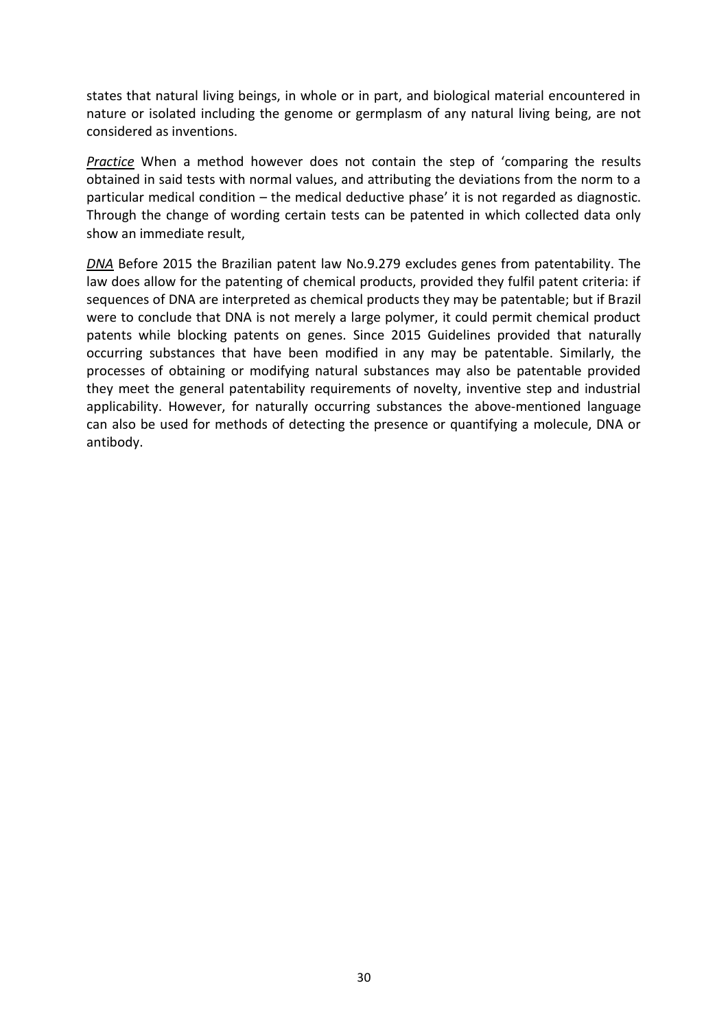states that natural living beings, in whole or in part, and biological material encountered in nature or isolated including the genome or germplasm of any natural living being, are not considered as inventions.

***Practice*** When a method however does not contain the step of 'comparing the results obtained in said tests with normal values, and attributing the deviations from the norm to a particular medical condition – the medical deductive phase' it is not regarded as diagnostic. Through the change of wording certain tests can be patented in which collected data only show an immediate result,

***DNA*** Before 2015 the Brazilian patent law No.9.279 excludes genes from patentability. The law does allow for the patenting of chemical products, provided they fulfil patent criteria: if sequences of DNA are interpreted as chemical products they may be patentable; but if Brazil were to conclude that DNA is not merely a large polymer, it could permit chemical product patents while blocking patents on genes. Since 2015 Guidelines provided that naturally occurring substances that have been modified in any may be patentable. Similarly, the processes of obtaining or modifying natural substances may also be patentable provided they meet the general patentability requirements of novelty, inventive step and industrial applicability. However, for naturally occurring substances the above-mentioned language can also be used for methods of detecting the presence or quantifying a molecule, DNA or antibody.